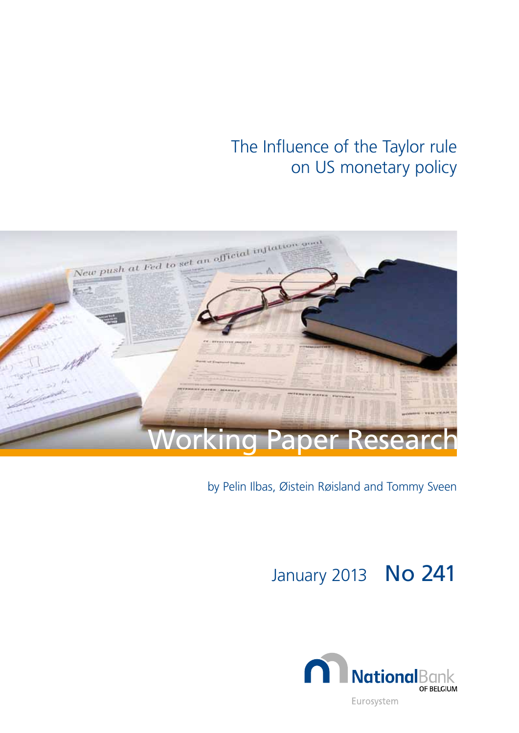# The Influence of the Taylor rule on US monetary policy

Working Paper Research

by Pelin Ilbas, Øistein Røisland and Tommy Sveen

January 2013 **No 241**

National Bank OF BELGIUM

Eurosystem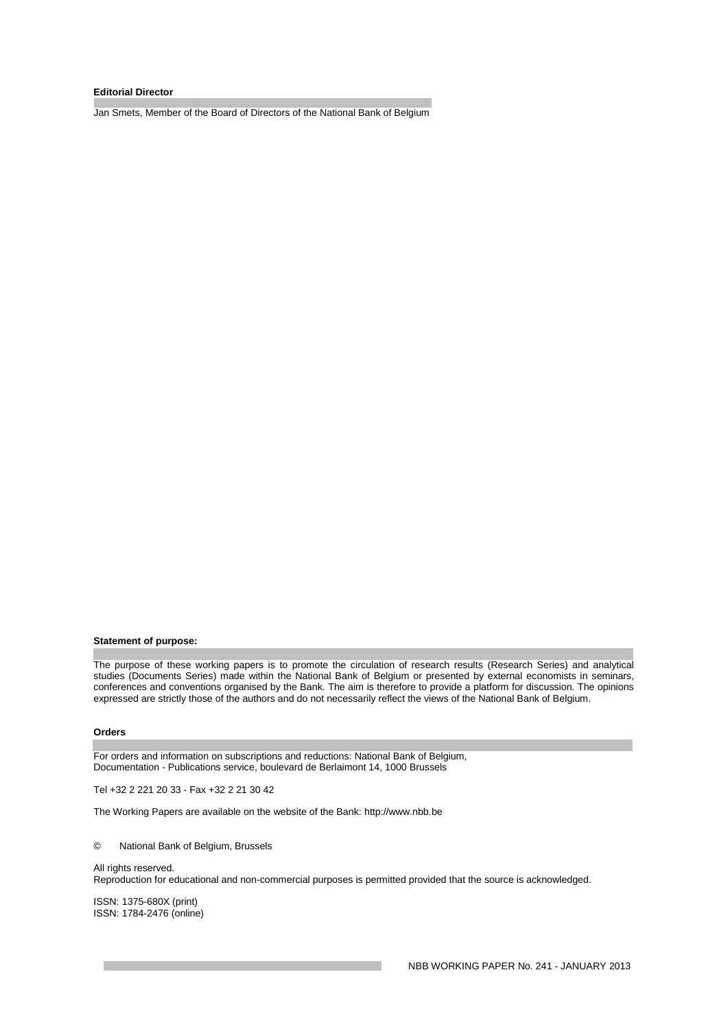**Editorial Director**

Jan Smets, Member of the Board of Directors of the National Bank of Belgium

**Statement of purpose:**

The purpose of these working papers is to promote the circulation of research results (Research Series) and analytical studies (Documents Series) made within the National Bank of Belgium or presented by external economists in seminars, conferences and conventions organised by the Bank. The aim is therefore to provide a platform for discussion. The opinions expressed are strictly those of the authors and do not necessarily reflect the views of the National Bank of Belgium.

**Orders**

For orders and information on subscriptions and reductions: National Bank of Belgium,
Documentation - Publications service, boulevard de Berlaimont 14, 1000 Brussels

Tel +32 2 221 20 33 - Fax +32 2 21 30 42

The Working Papers are available on the website of the Bank: http://www.nbb.be

© National Bank of Belgium, Brussels

All rights reserved.
Reproduction for educational and non-commercial purposes is permitted provided that the source is acknowledged.

ISSN: 1375-680X (print)
ISSN: 1784-2476 (online)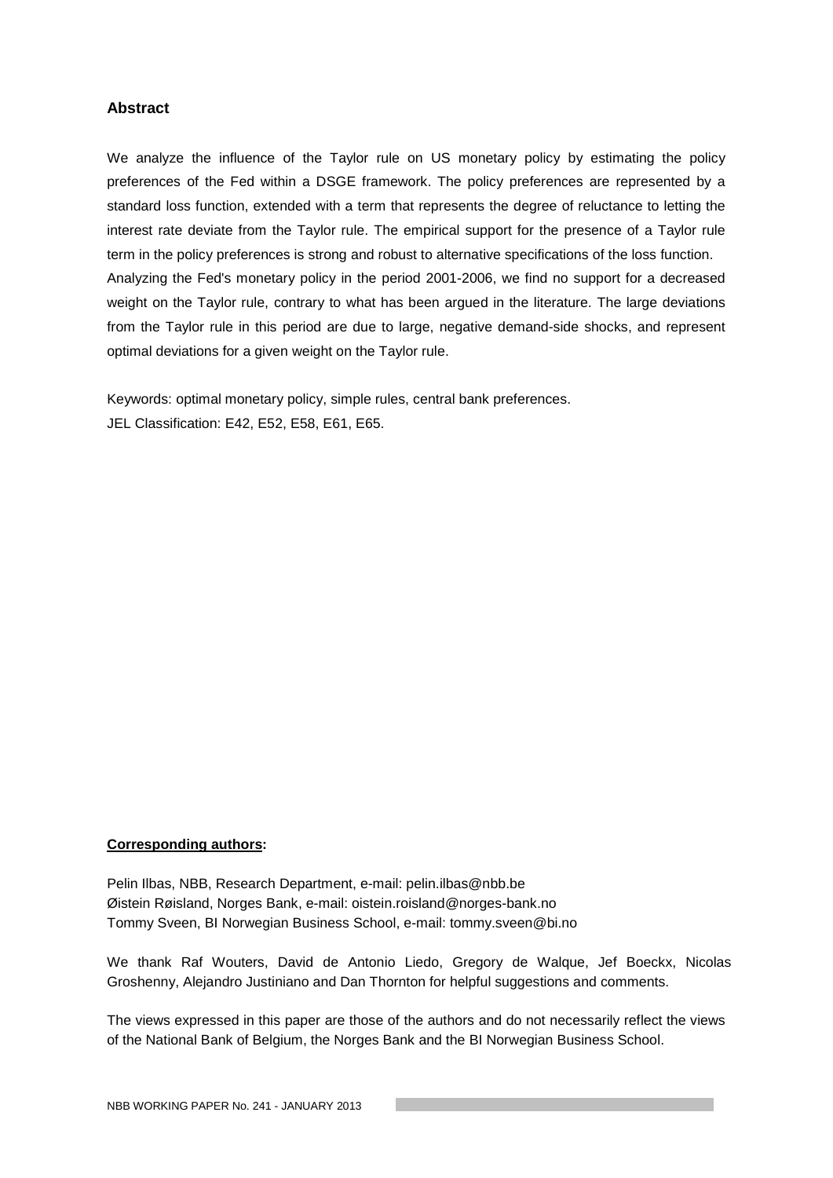## Abstract

We analyze the influence of the Taylor rule on US monetary policy by estimating the policy preferences of the Fed within a DSGE framework. The policy preferences are represented by a standard loss function, extended with a term that represents the degree of reluctance to letting the interest rate deviate from the Taylor rule. The empirical support for the presence of a Taylor rule term in the policy preferences is strong and robust to alternative specifications of the loss function. Analyzing the Fed's monetary policy in the period 2001-2006, we find no support for a decreased weight on the Taylor rule, contrary to what has been argued in the literature. The large deviations from the Taylor rule in this period are due to large, negative demand-side shocks, and represent optimal deviations for a given weight on the Taylor rule.

Keywords: optimal monetary policy, simple rules, central bank preferences.
JEL Classification: E42, E52, E58, E61, E65.

**Corresponding authors:**

Pelin Ilbas, NBB, Research Department, e-mail: pelin.ilbas@nbb.be
Øistein Røisland, Norges Bank, e-mail: oistein.roisland@norges-bank.no
Tommy Sveen, BI Norwegian Business School, e-mail: tommy.sveen@bi.no

We thank Raf Wouters, David de Antonio Liedo, Gregory de Walque, Jef Boeckx, Nicolas Groshenny, Alejandro Justiniano and Dan Thornton for helpful suggestions and comments.

The views expressed in this paper are those of the authors and do not necessarily reflect the views of the National Bank of Belgium, the Norges Bank and the BI Norwegian Business School.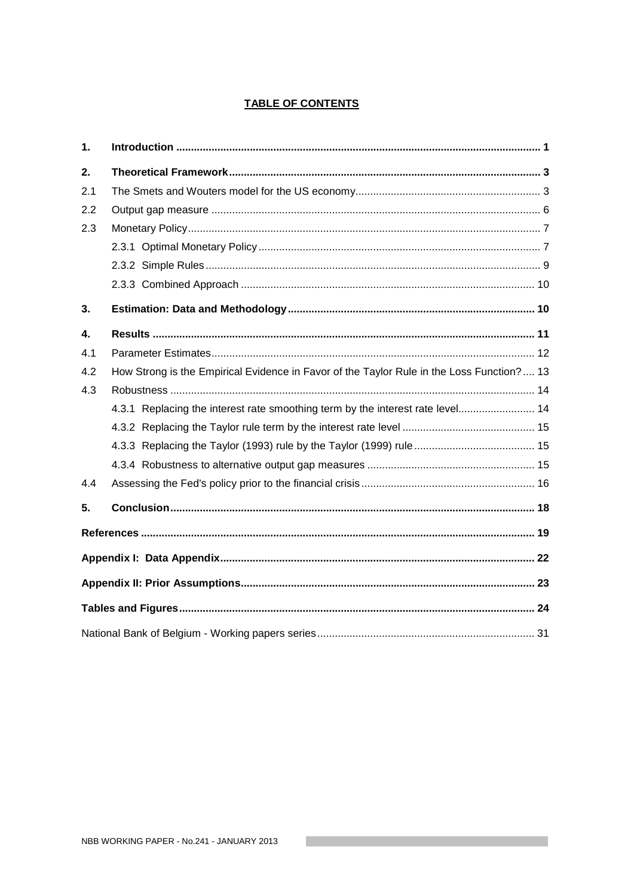## TABLE OF CONTENTS

| | | |
|---|---|---|
| **1.** | **Introduction** | **1** |
| **2.** | **Theoretical Framework** | **3** |
| 2.1 | The Smets and Wouters model for the US economy | 3 |
| 2.2 | Output gap measure | 6 |
| 2.3 | Monetary Policy | 7 |
| | 2.3.1 Optimal Monetary Policy | 7 |
| | 2.3.2 Simple Rules | 9 |
| | 2.3.3 Combined Approach | 10 |
| **3.** | **Estimation: Data and Methodology** | **10** |
| **4.** | **Results** | **11** |
| 4.1 | Parameter Estimates | 12 |
| 4.2 | How Strong is the Empirical Evidence in Favor of the Taylor Rule in the Loss Function? | 13 |
| 4.3 | Robustness | 14 |
| | 4.3.1 Replacing the interest rate smoothing term by the interest rate level | 14 |
| | 4.3.2 Replacing the Taylor rule term by the interest rate level | 15 |
| | 4.3.3 Replacing the Taylor (1993) rule by the Taylor (1999) rule | 15 |
| | 4.3.4 Robustness to alternative output gap measures | 15 |
| 4.4 | Assessing the Fed's policy prior to the financial crisis | 16 |
| **5.** | **Conclusion** | **18** |
| | **References** | **19** |
| | **Appendix I: Data Appendix** | **22** |
| | **Appendix II: Prior Assumptions** | **23** |
| | **Tables and Figures** | **24** |
| | National Bank of Belgium - Working papers series | 31 |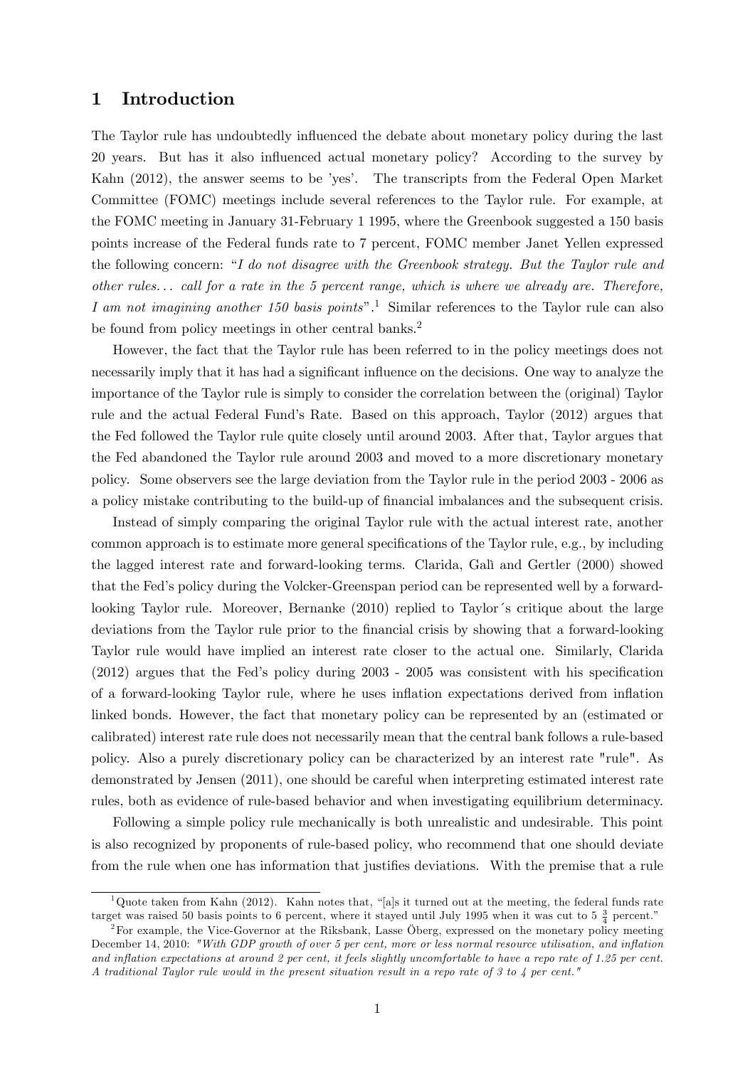## 1 Introduction

The Taylor rule has undoubtedly influenced the debate about monetary policy during the last 20 years. But has it also influenced actual monetary policy? According to the survey by Kahn (2012), the answer seems to be 'yes'. The transcripts from the Federal Open Market Committee (FOMC) meetings include several references to the Taylor rule. For example, at the FOMC meeting in January 31-February 1 1995, where the Greenbook suggested a 150 basis points increase of the Federal funds rate to 7 percent, FOMC member Janet Yellen expressed the following concern: "*I do not disagree with the Greenbook strategy. But the Taylor rule and other rules... call for a rate in the 5 percent range, which is where we already are. Therefore, I am not imagining another 150 basis points*".[1] Similar references to the Taylor rule can also be found from policy meetings in other central banks.[2]

However, the fact that the Taylor rule has been referred to in the policy meetings does not necessarily imply that it has had a significant influence on the decisions. One way to analyze the importance of the Taylor rule is simply to consider the correlation between the (original) Taylor rule and the actual Federal Fund's Rate. Based on this approach, Taylor (2012) argues that the Fed followed the Taylor rule quite closely until around 2003. After that, Taylor argues that the Fed abandoned the Taylor rule around 2003 and moved to a more discretionary monetary policy. Some observers see the large deviation from the Taylor rule in the period 2003 - 2006 as a policy mistake contributing to the build-up of financial imbalances and the subsequent crisis.

Instead of simply comparing the original Taylor rule with the actual interest rate, another common approach is to estimate more general specifications of the Taylor rule, e.g., by including the lagged interest rate and forward-looking terms. Clarida, Galì and Gertler (2000) showed that the Fed's policy during the Volcker-Greenspan period can be represented well by a forward-looking Taylor rule. Moreover, Bernanke (2010) replied to Taylor´s critique about the large deviations from the Taylor rule prior to the financial crisis by showing that a forward-looking Taylor rule would have implied an interest rate closer to the actual one. Similarly, Clarida (2012) argues that the Fed's policy during 2003 - 2005 was consistent with his specification of a forward-looking Taylor rule, where he uses inflation expectations derived from inflation linked bonds. However, the fact that monetary policy can be represented by an (estimated or calibrated) interest rate rule does not necessarily mean that the central bank follows a rule-based policy. Also a purely discretionary policy can be characterized by an interest rate "rule". As demonstrated by Jensen (2011), one should be careful when interpreting estimated interest rate rules, both as evidence of rule-based behavior and when investigating equilibrium determinacy.

Following a simple policy rule mechanically is both unrealistic and undesirable. This point is also recognized by proponents of rule-based policy, who recommend that one should deviate from the rule when one has information that justifies deviations. With the premise that a rule

[1] Quote taken from Kahn (2012). Kahn notes that, "[a]s it turned out at the meeting, the federal funds rate target was raised 50 basis points to 6 percent, where it stayed until July 1995 when it was cut to 5 $\frac{3}{4}$ percent."

[2] For example, the Vice-Governor at the Riksbank, Lasse Öberg, expressed on the monetary policy meeting December 14, 2010: *"With GDP growth of over 5 per cent, more or less normal resource utilisation, and inflation and inflation expectations at around 2 per cent, it feels slightly uncomfortable to have a repo rate of 1.25 per cent. A traditional Taylor rule would in the present situation result in a repo rate of 3 to 4 per cent."*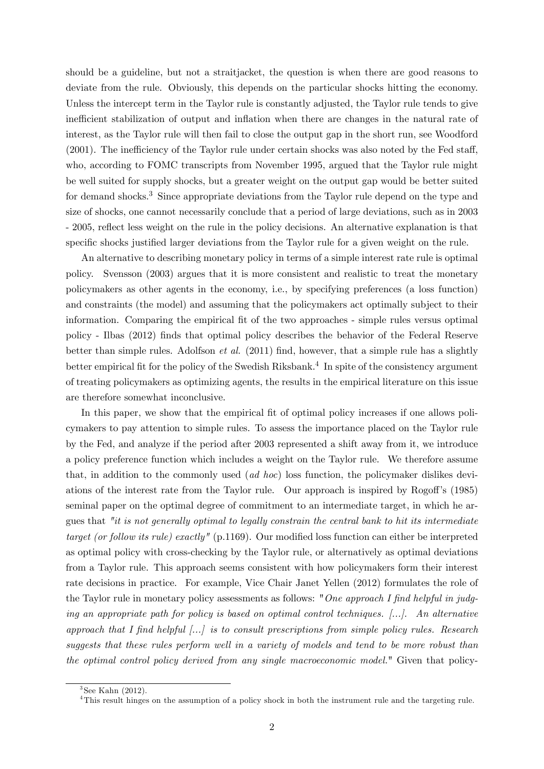should be a guideline, but not a straitjacket, the question is when there are good reasons to deviate from the rule. Obviously, this depends on the particular shocks hitting the economy. Unless the intercept term in the Taylor rule is constantly adjusted, the Taylor rule tends to give inefficient stabilization of output and inflation when there are changes in the natural rate of interest, as the Taylor rule will then fail to close the output gap in the short run, see Woodford (2001). The inefficiency of the Taylor rule under certain shocks was also noted by the Fed staff, who, according to FOMC transcripts from November 1995, argued that the Taylor rule might be well suited for supply shocks, but a greater weight on the output gap would be better suited for demand shocks.[3] Since appropriate deviations from the Taylor rule depend on the type and size of shocks, one cannot necessarily conclude that a period of large deviations, such as in 2003 - 2005, reflect less weight on the rule in the policy decisions. An alternative explanation is that specific shocks justified larger deviations from the Taylor rule for a given weight on the rule.

An alternative to describing monetary policy in terms of a simple interest rate rule is optimal policy. Svensson (2003) argues that it is more consistent and realistic to treat the monetary policymakers as other agents in the economy, i.e., by specifying preferences (a loss function) and constraints (the model) and assuming that the policymakers act optimally subject to their information. Comparing the empirical fit of the two approaches - simple rules versus optimal policy - Ilbas (2012) finds that optimal policy describes the behavior of the Federal Reserve better than simple rules. Adolfson *et al.* (2011) find, however, that a simple rule has a slightly better empirical fit for the policy of the Swedish Riksbank.[4] In spite of the consistency argument of treating policymakers as optimizing agents, the results in the empirical literature on this issue are therefore somewhat inconclusive.

In this paper, we show that the empirical fit of optimal policy increases if one allows policymakers to pay attention to simple rules. To assess the importance placed on the Taylor rule by the Fed, and analyze if the period after 2003 represented a shift away from it, we introduce a policy preference function which includes a weight on the Taylor rule. We therefore assume that, in addition to the commonly used (*ad hoc*) loss function, the policymaker dislikes deviations of the interest rate from the Taylor rule. Our approach is inspired by Rogoff's (1985) seminal paper on the optimal degree of commitment to an intermediate target, in which he argues that *"it is not generally optimal to legally constrain the central bank to hit its intermediate target (or follow its rule) exactly"* (p.1169). Our modified loss function can either be interpreted as optimal policy with cross-checking by the Taylor rule, or alternatively as optimal deviations from a Taylor rule. This approach seems consistent with how policymakers form their interest rate decisions in practice. For example, Vice Chair Janet Yellen (2012) formulates the role of the Taylor rule in monetary policy assessments as follows: "*One approach I find helpful in judging an appropriate path for policy is based on optimal control techniques. [...]. An alternative approach that I find helpful [...] is to consult prescriptions from simple policy rules. Research suggests that these rules perform well in a variety of models and tend to be more robust than the optimal control policy derived from any single macroeconomic model.*" Given that policy-

[3] See Kahn (2012).

[4] This result hinges on the assumption of a policy shock in both the instrument rule and the targeting rule.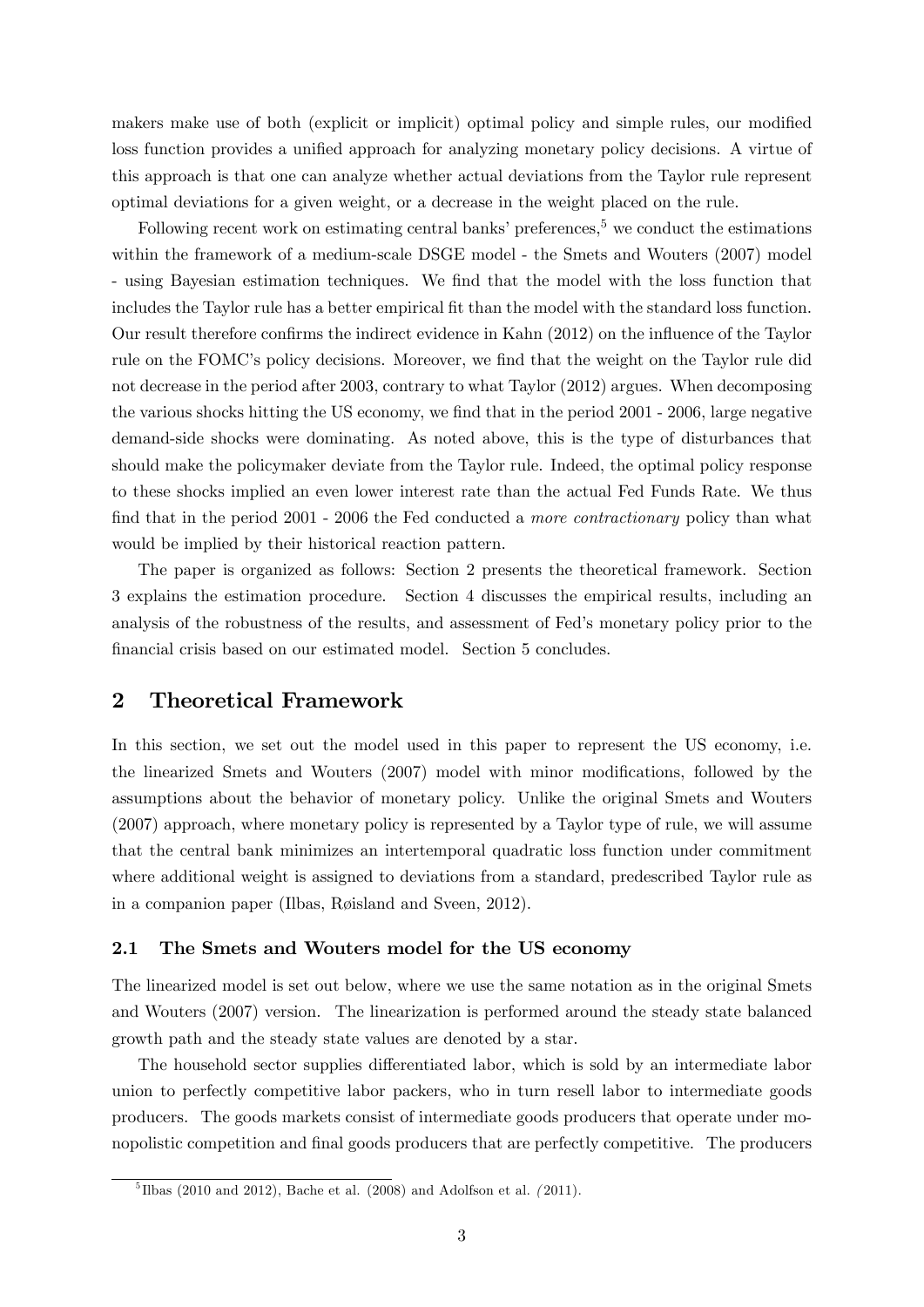makers make use of both (explicit or implicit) optimal policy and simple rules, our modified loss function provides a unified approach for analyzing monetary policy decisions. A virtue of this approach is that one can analyze whether actual deviations from the Taylor rule represent optimal deviations for a given weight, or a decrease in the weight placed on the rule.

Following recent work on estimating central banks' preferences,[5] we conduct the estimations within the framework of a medium-scale DSGE model - the Smets and Wouters (2007) model - using Bayesian estimation techniques. We find that the model with the loss function that includes the Taylor rule has a better empirical fit than the model with the standard loss function. Our result therefore confirms the indirect evidence in Kahn (2012) on the influence of the Taylor rule on the FOMC's policy decisions. Moreover, we find that the weight on the Taylor rule did not decrease in the period after 2003, contrary to what Taylor (2012) argues. When decomposing the various shocks hitting the US economy, we find that in the period 2001 - 2006, large negative demand-side shocks were dominating. As noted above, this is the type of disturbances that should make the policymaker deviate from the Taylor rule. Indeed, the optimal policy response to these shocks implied an even lower interest rate than the actual Fed Funds Rate. We thus find that in the period 2001 - 2006 the Fed conducted a *more contractionary* policy than what would be implied by their historical reaction pattern.

The paper is organized as follows: Section 2 presents the theoretical framework. Section 3 explains the estimation procedure. Section 4 discusses the empirical results, including an analysis of the robustness of the results, and assessment of Fed's monetary policy prior to the financial crisis based on our estimated model. Section 5 concludes.

# 2 Theoretical Framework

In this section, we set out the model used in this paper to represent the US economy, i.e. the linearized Smets and Wouters (2007) model with minor modifications, followed by the assumptions about the behavior of monetary policy. Unlike the original Smets and Wouters (2007) approach, where monetary policy is represented by a Taylor type of rule, we will assume that the central bank minimizes an intertemporal quadratic loss function under commitment where additional weight is assigned to deviations from a standard, predescribed Taylor rule as in a companion paper (Ilbas, Røisland and Sveen, 2012).

## 2.1 The Smets and Wouters model for the US economy

The linearized model is set out below, where we use the same notation as in the original Smets and Wouters (2007) version. The linearization is performed around the steady state balanced growth path and the steady state values are denoted by a star.

The household sector supplies differentiated labor, which is sold by an intermediate labor union to perfectly competitive labor packers, who in turn resell labor to intermediate goods producers. The goods markets consist of intermediate goods producers that operate under monopolistic competition and final goods producers that are perfectly competitive. The producers

[5] Ilbas (2010 and 2012), Bache et al. (2008) and Adolfson et al. (2011).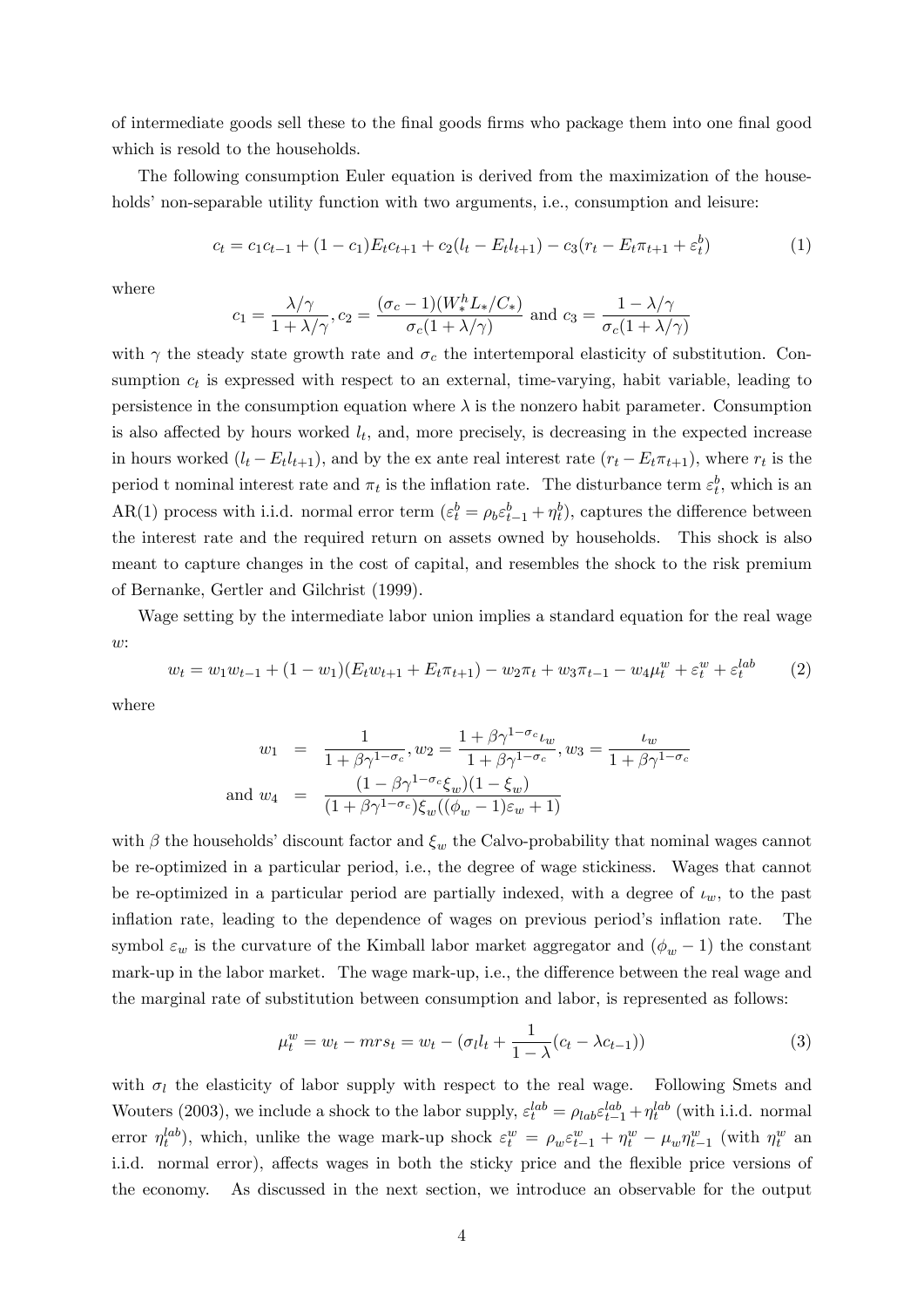of intermediate goods sell these to the final goods firms who package them into one final good which is resold to the households.

The following consumption Euler equation is derived from the maximization of the households' non-separable utility function with two arguments, i.e., consumption and leisure:

$$c_t = c_1 c_{t-1} + (1 - c_1) E_t c_{t+1} + c_2 (l_t - E_t l_{t+1}) - c_3 (r_t - E_t \pi_{t+1} + \varepsilon_t^b) \tag{1}$$

where

$$c_1 = \frac{\lambda/\gamma}{1 + \lambda/\gamma}, c_2 = \frac{(\sigma_c - 1)(W_*^h L_*/C_*)}{\sigma_c (1 + \lambda/\gamma)} \text{ and } c_3 = \frac{1 - \lambda/\gamma}{\sigma_c (1 + \lambda/\gamma)}$$

with $\gamma$ the steady state growth rate and $\sigma_c$ the intertemporal elasticity of substitution. Consumption $c_t$ is expressed with respect to an external, time-varying, habit variable, leading to persistence in the consumption equation where $\lambda$ is the nonzero habit parameter. Consumption is also affected by hours worked $l_t$, and, more precisely, is decreasing in the expected increase in hours worked $(l_t - E_t l_{t+1})$, and by the ex ante real interest rate $(r_t - E_t \pi_{t+1})$, where $r_t$ is the period t nominal interest rate and $\pi_t$ is the inflation rate. The disturbance term $\varepsilon_t^b$, which is an AR(1) process with i.i.d. normal error term $(\varepsilon_t^b = \rho_b \varepsilon_{t-1}^b + \eta_t^b)$, captures the difference between the interest rate and the required return on assets owned by households. This shock is also meant to capture changes in the cost of capital, and resembles the shock to the risk premium of Bernanke, Gertler and Gilchrist (1999).

Wage setting by the intermediate labor union implies a standard equation for the real wage $w$:

$$w_t = w_1 w_{t-1} + (1 - w_1)(E_t w_{t+1} + E_t \pi_{t+1}) - w_2 \pi_t + w_3 \pi_{t-1} - w_4 \mu_t^w + \varepsilon_t^w + \varepsilon_t^{lab} \tag{2}$$

where

$$\begin{aligned} w_1 &= \frac{1}{1 + \beta\gamma^{1-\sigma_c}}, w_2 = \frac{1 + \beta\gamma^{1-\sigma_c}\iota_w}{1 + \beta\gamma^{1-\sigma_c}}, w_3 = \frac{\iota_w}{1 + \beta\gamma^{1-\sigma_c}} \\ \text{and } w_4 &= \frac{(1 - \beta\gamma^{1-\sigma_c}\xi_w)(1 - \xi_w)}{(1 + \beta\gamma^{1-\sigma_c})\xi_w((\phi_w - 1)\varepsilon_w + 1)} \end{aligned}$$

with $\beta$ the households' discount factor and $\xi_w$ the Calvo-probability that nominal wages cannot be re-optimized in a particular period, i.e., the degree of wage stickiness. Wages that cannot be re-optimized in a particular period are partially indexed, with a degree of $\iota_w$, to the past inflation rate, leading to the dependence of wages on previous period's inflation rate. The symbol $\varepsilon_w$ is the curvature of the Kimball labor market aggregator and $(\phi_w - 1)$ the constant mark-up in the labor market. The wage mark-up, i.e., the difference between the real wage and the marginal rate of substitution between consumption and labor, is represented as follows:

$$\mu_t^w = w_t - mrs_t = w_t - (\sigma_l l_t + \frac{1}{1 - \lambda}(c_t - \lambda c_{t-1})) \tag{3}$$

with $\sigma_l$ the elasticity of labor supply with respect to the real wage. Following Smets and Wouters (2003), we include a shock to the labor supply, $\varepsilon_t^{lab} = \rho_{lab} \varepsilon_{t-1}^{lab} + \eta_t^{lab}$ (with i.i.d. normal error $\eta_t^{lab}$), which, unlike the wage mark-up shock $\varepsilon_t^w = \rho_w \varepsilon_{t-1}^w + \eta_t^w - \mu_w \eta_{t-1}^w$ (with $\eta_t^w$ an i.i.d. normal error), affects wages in both the sticky price and the flexible price versions of the economy. As discussed in the next section, we introduce an observable for the output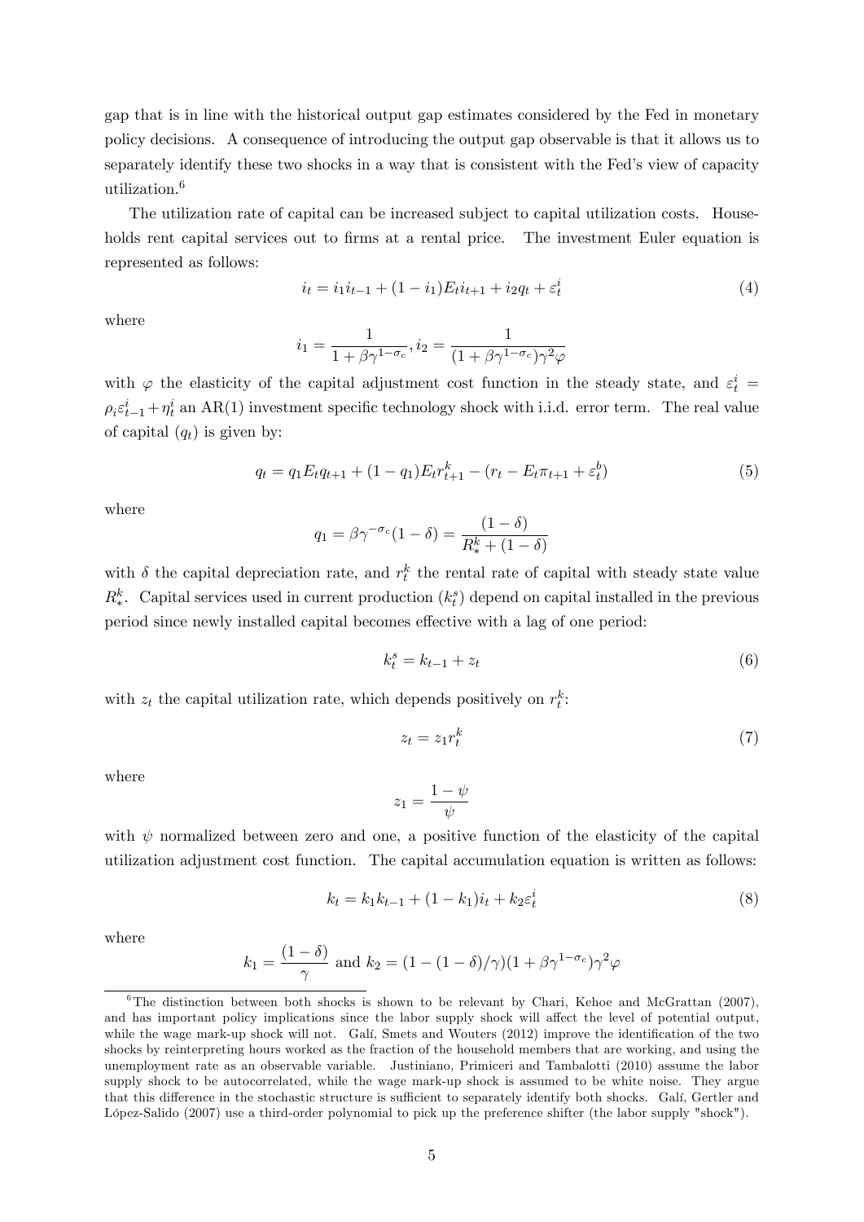gap that is in line with the historical output gap estimates considered by the Fed in monetary policy decisions. A consequence of introducing the output gap observable is that it allows us to separately identify these two shocks in a way that is consistent with the Fed's view of capacity utilization.[6]

The utilization rate of capital can be increased subject to capital utilization costs. Households rent capital services out to firms at a rental price. The investment Euler equation is represented as follows:

$$i_t = i_1 i_{t-1} + (1 - i_1) E_t i_{t+1} + i_2 q_t + \varepsilon_t^i \tag{4}$$

where

$$i_1 = \frac{1}{1 + \beta\gamma^{1-\sigma_c}}, i_2 = \frac{1}{(1 + \beta\gamma^{1-\sigma_c})\gamma^2\varphi}$$

with $\varphi$ the elasticity of the capital adjustment cost function in the steady state, and $\varepsilon_t^i = \rho_i \varepsilon_{t-1}^i + \eta_t^i$ an AR(1) investment specific technology shock with i.i.d. error term. The real value of capital ($q_t$) is given by:

$$q_t = q_1 E_t q_{t+1} + (1 - q_1) E_t r_{t+1}^k - (r_t - E_t \pi_{t+1} + \varepsilon_t^b) \tag{5}$$

where

$$q_1 = \beta\gamma^{-\sigma_c}(1 - \delta) = \frac{(1 - \delta)}{R_*^k + (1 - \delta)}$$

with $\delta$ the capital depreciation rate, and $r_t^k$ the rental rate of capital with steady state value $R_*^k$. Capital services used in current production ($k_t^s$) depend on capital installed in the previous period since newly installed capital becomes effective with a lag of one period:

$$k_t^s = k_{t-1} + z_t \tag{6}$$

with $z_t$ the capital utilization rate, which depends positively on $r_t^k$:

$$z_t = z_1 r_t^k \tag{7}$$

where

$$z_1 = \frac{1 - \psi}{\psi}$$

with $\psi$ normalized between zero and one, a positive function of the elasticity of the capital utilization adjustment cost function. The capital accumulation equation is written as follows:

$$k_t = k_1 k_{t-1} + (1 - k_1) i_t + k_2 \varepsilon_t^i \tag{8}$$

where

$$k_1 = \frac{(1 - \delta)}{\gamma} \text{ and } k_2 = (1 - (1 - \delta)/\gamma)(1 + \beta\gamma^{1-\sigma_c})\gamma^2\varphi$$

[6] The distinction between both shocks is shown to be relevant by Chari, Kehoe and McGrattan (2007), and has important policy implications since the labor supply shock will affect the level of potential output, while the wage mark-up shock will not. Galí, Smets and Wouters (2012) improve the identification of the two shocks by reinterpreting hours worked as the fraction of the household members that are working, and using the unemployment rate as an observable variable. Justiniano, Primiceri and Tambalotti (2010) assume the labor supply shock to be autocorrelated, while the wage mark-up shock is assumed to be white noise. They argue that this difference in the stochastic structure is sufficient to separately identify both shocks. Galí, Gertler and López-Salido (2007) use a third-order polynomial to pick up the preference shifter (the labor supply "shock").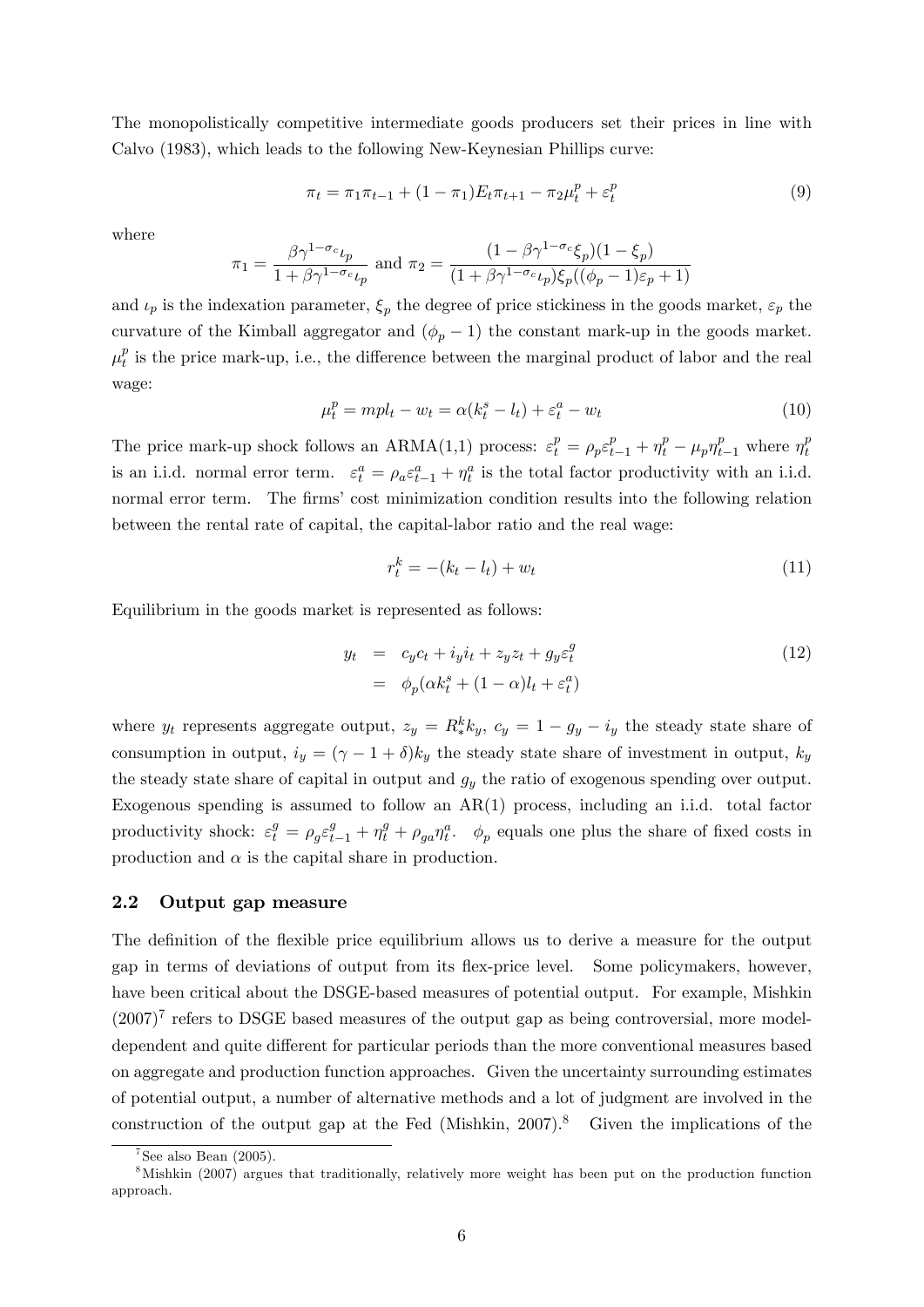The monopolistically competitive intermediate goods producers set their prices in line with Calvo (1983), which leads to the following New-Keynesian Phillips curve:

$$\pi_t = \pi_1 \pi_{t-1} + (1 - \pi_1) E_t \pi_{t+1} - \pi_2 \mu_t^p + \varepsilon_t^p \tag{9}$$

where

$$\pi_1 = \frac{\beta \gamma^{1-\sigma_c} \iota_p}{1 + \beta \gamma^{1-\sigma_c} \iota_p} \text{ and } \pi_2 = \frac{(1 - \beta \gamma^{1-\sigma_c} \xi_p)(1 - \xi_p)}{(1 + \beta \gamma^{1-\sigma_c} \iota_p) \xi_p ((\phi_p - 1)\varepsilon_p + 1)}$$

and $\iota_p$ is the indexation parameter, $\xi_p$ the degree of price stickiness in the goods market, $\varepsilon_p$ the curvature of the Kimball aggregator and $(\phi_p - 1)$ the constant mark-up in the goods market. $\mu_t^p$ is the price mark-up, i.e., the difference between the marginal product of labor and the real wage:

$$\mu_t^p = mpl_t - w_t = \alpha(k_t^s - l_t) + \varepsilon_t^a - w_t \tag{10}$$

The price mark-up shock follows an ARMA(1,1) process: $\varepsilon_t^p = \rho_p \varepsilon_{t-1}^p + \eta_t^p - \mu_p \eta_{t-1}^p$ where $\eta_t^p$ is an i.i.d. normal error term. $\varepsilon_t^a = \rho_a \varepsilon_{t-1}^a + \eta_t^a$ is the total factor productivity with an i.i.d. normal error term. The firms' cost minimization condition results into the following relation between the rental rate of capital, the capital-labor ratio and the real wage:

$$r_t^k = -(k_t - l_t) + w_t \tag{11}$$

Equilibrium in the goods market is represented as follows:

$$\begin{aligned} y_t &= c_y c_t + i_y i_t + z_y z_t + g_y \varepsilon_t^g \\ &= \phi_p(\alpha k_t^s + (1 - \alpha) l_t + \varepsilon_t^a) \end{aligned} \tag{12}$$

where $y_t$ represents aggregate output, $z_y = R_*^k k_y$, $c_y = 1 - g_y - i_y$ the steady state share of consumption in output, $i_y = (\gamma - 1 + \delta) k_y$ the steady state share of investment in output, $k_y$ the steady state share of capital in output and $g_y$ the ratio of exogenous spending over output. Exogenous spending is assumed to follow an AR(1) process, including an i.i.d. total factor productivity shock: $\varepsilon_t^g = \rho_g \varepsilon_{t-1}^g + \eta_t^g + \rho_{ga} \eta_t^a$. $\phi_p$ equals one plus the share of fixed costs in production and $\alpha$ is the capital share in production.

## 2.2 Output gap measure

The definition of the flexible price equilibrium allows us to derive a measure for the output gap in terms of deviations of output from its flex-price level. Some policymakers, however, have been critical about the DSGE-based measures of potential output. For example, Mishkin (2007)[7] refers to DSGE based measures of the output gap as being controversial, more model-dependent and quite different for particular periods than the more conventional measures based on aggregate and production function approaches. Given the uncertainty surrounding estimates of potential output, a number of alternative methods and a lot of judgment are involved in the construction of the output gap at the Fed (Mishkin, 2007).[8] Given the implications of the

[7] See also Bean (2005).

[8] Mishkin (2007) argues that traditionally, relatively more weight has been put on the production function approach.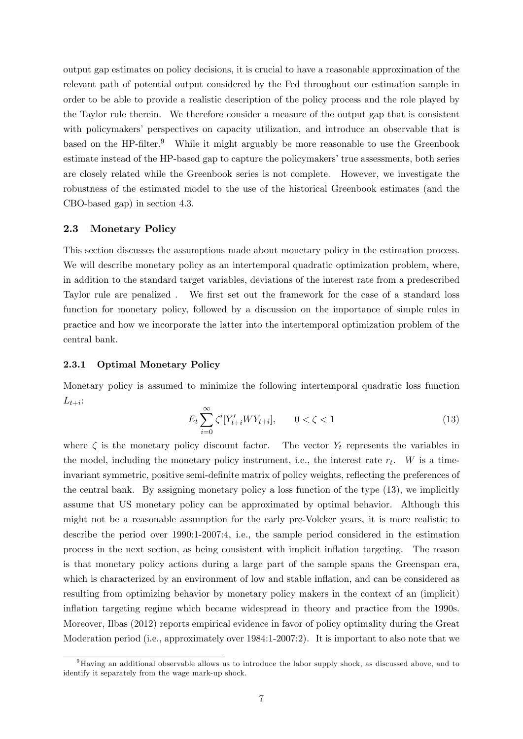output gap estimates on policy decisions, it is crucial to have a reasonable approximation of the relevant path of potential output considered by the Fed throughout our estimation sample in order to be able to provide a realistic description of the policy process and the role played by the Taylor rule therein. We therefore consider a measure of the output gap that is consistent with policymakers' perspectives on capacity utilization, and introduce an observable that is based on the HP-filter.[9] While it might arguably be more reasonable to use the Greenbook estimate instead of the HP-based gap to capture the policymakers' true assessments, both series are closely related while the Greenbook series is not complete. However, we investigate the robustness of the estimated model to the use of the historical Greenbook estimates (and the CBO-based gap) in section 4.3.

### 2.3 Monetary Policy

This section discusses the assumptions made about monetary policy in the estimation process. We will describe monetary policy as an intertemporal quadratic optimization problem, where, in addition to the standard target variables, deviations of the interest rate from a predescribed Taylor rule are penalized . We first set out the framework for the case of a standard loss function for monetary policy, followed by a discussion on the importance of simple rules in practice and how we incorporate the latter into the intertemporal optimization problem of the central bank.

#### 2.3.1 Optimal Monetary Policy

Monetary policy is assumed to minimize the following intertemporal quadratic loss function $L_{t+i}$:

$$E_t \sum_{i=0}^{\infty} \zeta^i [Y'_{t+i} W Y_{t+i}], \qquad 0 < \zeta < 1 \tag{13}$$

where $\zeta$ is the monetary policy discount factor. The vector $Y_t$ represents the variables in the model, including the monetary policy instrument, i.e., the interest rate $r_t$. $W$ is a time-invariant symmetric, positive semi-definite matrix of policy weights, reflecting the preferences of the central bank. By assigning monetary policy a loss function of the type (13), we implicitly assume that US monetary policy can be approximated by optimal behavior. Although this might not be a reasonable assumption for the early pre-Volcker years, it is more realistic to describe the period over 1990:1-2007:4, i.e., the sample period considered in the estimation process in the next section, as being consistent with implicit inflation targeting. The reason is that monetary policy actions during a large part of the sample spans the Greenspan era, which is characterized by an environment of low and stable inflation, and can be considered as resulting from optimizing behavior by monetary policy makers in the context of an (implicit) inflation targeting regime which became widespread in theory and practice from the 1990s. Moreover, Ilbas (2012) reports empirical evidence in favor of policy optimality during the Great Moderation period (i.e., approximately over 1984:1-2007:2). It is important to also note that we

[9] Having an additional observable allows us to introduce the labor supply shock, as discussed above, and to identify it separately from the wage mark-up shock.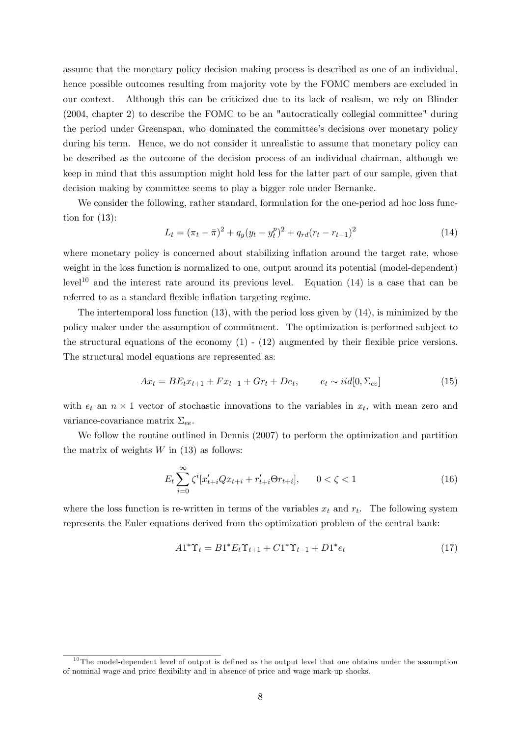assume that the monetary policy decision making process is described as one of an individual, hence possible outcomes resulting from majority vote by the FOMC members are excluded in our context. Although this can be criticized due to its lack of realism, we rely on Blinder (2004, chapter 2) to describe the FOMC to be an "autocratically collegial committee" during the period under Greenspan, who dominated the committee's decisions over monetary policy during his term. Hence, we do not consider it unrealistic to assume that monetary policy can be described as the outcome of the decision process of an individual chairman, although we keep in mind that this assumption might hold less for the latter part of our sample, given that decision making by committee seems to play a bigger role under Bernanke.

We consider the following, rather standard, formulation for the one-period ad hoc loss function for (13):

$$L_t = (\pi_t - \bar{\pi})^2 + q_y(y_t - y_t^p)^2 + q_{rd}(r_t - r_{t-1})^2 \tag{14}$$

where monetary policy is concerned about stabilizing inflation around the target rate, whose weight in the loss function is normalized to one, output around its potential (model-dependent) level[10] and the interest rate around its previous level. Equation (14) is a case that can be referred to as a standard flexible inflation targeting regime.

The intertemporal loss function (13), with the period loss given by (14), is minimized by the policy maker under the assumption of commitment. The optimization is performed subject to the structural equations of the economy (1) - (12) augmented by their flexible price versions. The structural model equations are represented as:

$$Ax_t = BE_t x_{t+1} + Fx_{t-1} + Gr_t + De_t, \qquad e_t \sim iid[0, \Sigma_{ee}] \tag{15}$$

with $e_t$ an $n \times 1$ vector of stochastic innovations to the variables in $x_t$, with mean zero and variance-covariance matrix $\Sigma_{ee}$.

We follow the routine outlined in Dennis (2007) to perform the optimization and partition the matrix of weights $W$ in (13) as follows:

$$E_t \sum_{i=0}^{\infty} \zeta^i [x_{t+i}' Q x_{t+i} + r_{t+i}' \Theta r_{t+i}], \qquad 0 < \zeta < 1 \tag{16}$$

where the loss function is re-written in terms of the variables $x_t$ and $r_t$. The following system represents the Euler equations derived from the optimization problem of the central bank:

$$A1^* \Upsilon_t = B1^* E_t \Upsilon_{t+1} + C1^* \Upsilon_{t-1} + D1^* e_t \tag{17}$$

[10] The model-dependent level of output is defined as the output level that one obtains under the assumption of nominal wage and price flexibility and in absence of price and wage mark-up shocks.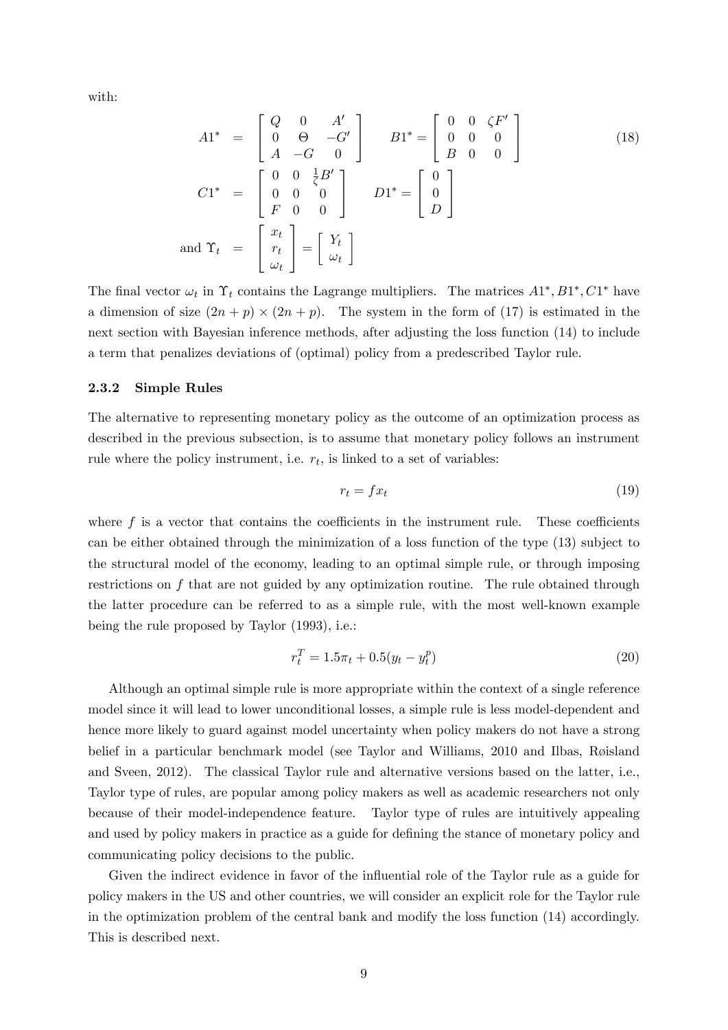with:

$$
\begin{aligned}
A1^* &= \begin{bmatrix} Q & 0 & A' \\ 0 & \Theta & -G' \\ A & -G & 0 \end{bmatrix} \quad B1^* = \begin{bmatrix} 0 & 0 & \zeta F' \\ 0 & 0 & 0 \\ B & 0 & 0 \end{bmatrix} \\
C1^* &= \begin{bmatrix} 0 & 0 & \frac{1}{\zeta}B' \\ 0 & 0 & 0 \\ F & 0 & 0 \end{bmatrix} \quad D1^* = \begin{bmatrix} 0 \\ 0 \\ D \end{bmatrix} \\
\text{and } \Upsilon_t &= \begin{bmatrix} x_t \\ r_t \\ \omega_t \end{bmatrix} = \begin{bmatrix} Y_t \\ \omega_t \end{bmatrix}
\end{aligned}
\tag{18}
$$

The final vector $\omega_t$ in $\Upsilon_t$ contains the Lagrange multipliers. The matrices $A1^*, B1^*, C1^*$ have a dimension of size $(2n+p) \times (2n+p)$. The system in the form of (17) is estimated in the next section with Bayesian inference methods, after adjusting the loss function (14) to include a term that penalizes deviations of (optimal) policy from a predescribed Taylor rule.

### 2.3.2 Simple Rules

The alternative to representing monetary policy as the outcome of an optimization process as described in the previous subsection, is to assume that monetary policy follows an instrument rule where the policy instrument, i.e. $r_t$, is linked to a set of variables:

$$
r_t = f x_t \tag{19}
$$

where $f$ is a vector that contains the coefficients in the instrument rule. These coefficients can be either obtained through the minimization of a loss function of the type (13) subject to the structural model of the economy, leading to an optimal simple rule, or through imposing restrictions on $f$ that are not guided by any optimization routine. The rule obtained through the latter procedure can be referred to as a simple rule, with the most well-known example being the rule proposed by Taylor (1993), i.e.:

$$
r_t^T = 1.5\pi_t + 0.5(y_t - y_t^p) \tag{20}
$$

Although an optimal simple rule is more appropriate within the context of a single reference model since it will lead to lower unconditional losses, a simple rule is less model-dependent and hence more likely to guard against model uncertainty when policy makers do not have a strong belief in a particular benchmark model (see Taylor and Williams, 2010 and Ilbas, Røisland and Sveen, 2012). The classical Taylor rule and alternative versions based on the latter, i.e., Taylor type of rules, are popular among policy makers as well as academic researchers not only because of their model-independence feature. Taylor type of rules are intuitively appealing and used by policy makers in practice as a guide for defining the stance of monetary policy and communicating policy decisions to the public.

Given the indirect evidence in favor of the influential role of the Taylor rule as a guide for policy makers in the US and other countries, we will consider an explicit role for the Taylor rule in the optimization problem of the central bank and modify the loss function (14) accordingly. This is described next.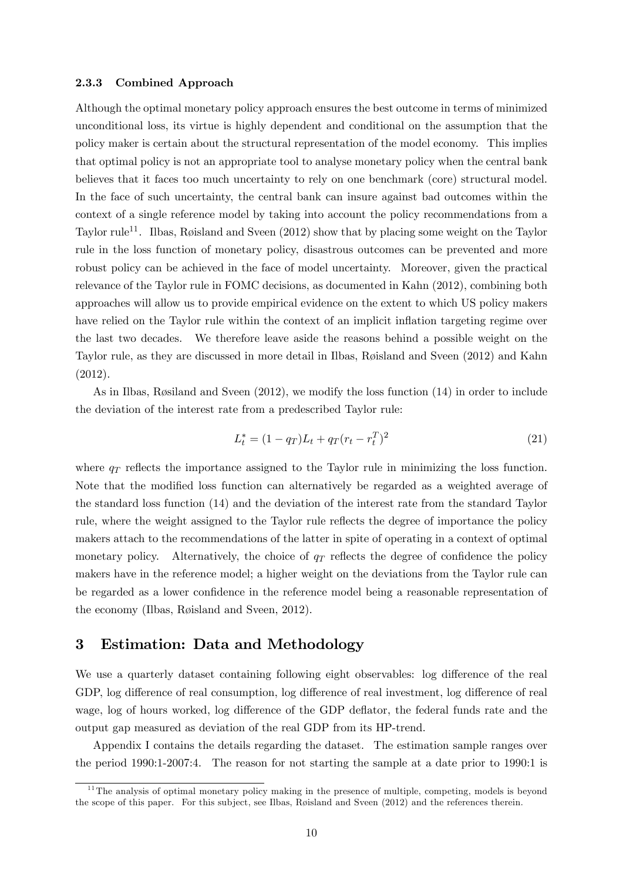### 2.3.3 Combined Approach

Although the optimal monetary policy approach ensures the best outcome in terms of minimized unconditional loss, its virtue is highly dependent and conditional on the assumption that the policy maker is certain about the structural representation of the model economy. This implies that optimal policy is not an appropriate tool to analyse monetary policy when the central bank believes that it faces too much uncertainty to rely on one benchmark (core) structural model. In the face of such uncertainty, the central bank can insure against bad outcomes within the context of a single reference model by taking into account the policy recommendations from a Taylor rule[11]. Ilbas, Røisland and Sveen (2012) show that by placing some weight on the Taylor rule in the loss function of monetary policy, disastrous outcomes can be prevented and more robust policy can be achieved in the face of model uncertainty. Moreover, given the practical relevance of the Taylor rule in FOMC decisions, as documented in Kahn (2012), combining both approaches will allow us to provide empirical evidence on the extent to which US policy makers have relied on the Taylor rule within the context of an implicit inflation targeting regime over the last two decades. We therefore leave aside the reasons behind a possible weight on the Taylor rule, as they are discussed in more detail in Ilbas, Røisland and Sveen (2012) and Kahn (2012).

As in Ilbas, Røsiland and Sveen (2012), we modify the loss function (14) in order to include the deviation of the interest rate from a predescribed Taylor rule:

$$L_t^* = (1 - q_T)L_t + q_T(r_t - r_t^T)^2 \tag{21}$$

where $q_T$ reflects the importance assigned to the Taylor rule in minimizing the loss function. Note that the modified loss function can alternatively be regarded as a weighted average of the standard loss function (14) and the deviation of the interest rate from the standard Taylor rule, where the weight assigned to the Taylor rule reflects the degree of importance the policy makers attach to the recommendations of the latter in spite of operating in a context of optimal monetary policy. Alternatively, the choice of $q_T$ reflects the degree of confidence the policy makers have in the reference model; a higher weight on the deviations from the Taylor rule can be regarded as a lower confidence in the reference model being a reasonable representation of the economy (Ilbas, Røisland and Sveen, 2012).

## 3 Estimation: Data and Methodology

We use a quarterly dataset containing following eight observables: log difference of the real GDP, log difference of real consumption, log difference of real investment, log difference of real wage, log of hours worked, log difference of the GDP deflator, the federal funds rate and the output gap measured as deviation of the real GDP from its HP-trend.

Appendix I contains the details regarding the dataset. The estimation sample ranges over the period 1990:1-2007:4. The reason for not starting the sample at a date prior to 1990:1 is

[11] The analysis of optimal monetary policy making in the presence of multiple, competing, models is beyond the scope of this paper. For this subject, see Ilbas, Røisland and Sveen (2012) and the references therein.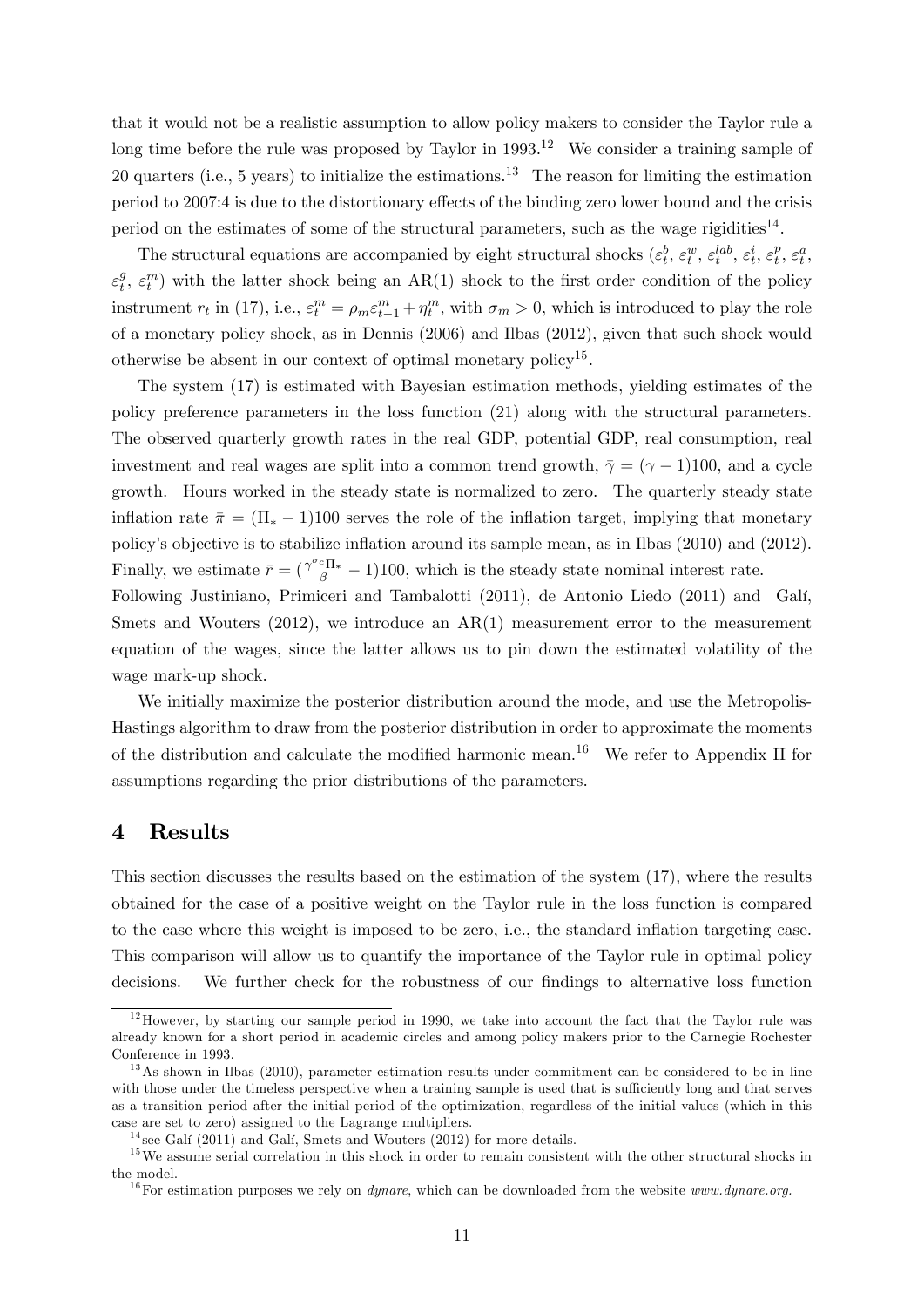that it would not be a realistic assumption to allow policy makers to consider the Taylor rule a long time before the rule was proposed by Taylor in 1993.[12] We consider a training sample of 20 quarters (i.e., 5 years) to initialize the estimations.[13] The reason for limiting the estimation period to 2007:4 is due to the distortionary effects of the binding zero lower bound and the crisis period on the estimates of some of the structural parameters, such as the wage rigidities[14].

The structural equations are accompanied by eight structural shocks ($\varepsilon_t^b$, $\varepsilon_t^w$, $\varepsilon_t^{lab}$, $\varepsilon_t^i$, $\varepsilon_t^p$, $\varepsilon_t^a$, $\varepsilon_t^g$, $\varepsilon_t^m$) with the latter shock being an AR(1) shock to the first order condition of the policy instrument $r_t$ in (17), i.e., $\varepsilon_t^m = \rho_m \varepsilon_{t-1}^m + \eta_t^m$, with $\sigma_m > 0$, which is introduced to play the role of a monetary policy shock, as in Dennis (2006) and Ilbas (2012), given that such shock would otherwise be absent in our context of optimal monetary policy[15].

The system (17) is estimated with Bayesian estimation methods, yielding estimates of the policy preference parameters in the loss function (21) along with the structural parameters. The observed quarterly growth rates in the real GDP, potential GDP, real consumption, real investment and real wages are split into a common trend growth, $\bar{\gamma} = (\gamma - 1)100$, and a cycle growth. Hours worked in the steady state is normalized to zero. The quarterly steady state inflation rate $\bar{\pi} = (\Pi_* - 1)100$ serves the role of the inflation target, implying that monetary policy's objective is to stabilize inflation around its sample mean, as in Ilbas (2010) and (2012). Finally, we estimate $\bar{r} = (\frac{\gamma^{\sigma_c}\Pi_*}{\beta} - 1)100$, which is the steady state nominal interest rate.
Following Justiniano, Primiceri and Tambalotti (2011), de Antonio Liedo (2011) and Galí, Smets and Wouters (2012), we introduce an AR(1) measurement error to the measurement equation of the wages, since the latter allows us to pin down the estimated volatility of the wage mark-up shock.

We initially maximize the posterior distribution around the mode, and use the Metropolis-Hastings algorithm to draw from the posterior distribution in order to approximate the moments of the distribution and calculate the modified harmonic mean.[16] We refer to Appendix II for assumptions regarding the prior distributions of the parameters.

# 4 Results

This section discusses the results based on the estimation of the system (17), where the results obtained for the case of a positive weight on the Taylor rule in the loss function is compared to the case where this weight is imposed to be zero, i.e., the standard inflation targeting case. This comparison will allow us to quantify the importance of the Taylor rule in optimal policy decisions. We further check for the robustness of our findings to alternative loss function

[12] However, by starting our sample period in 1990, we take into account the fact that the Taylor rule was already known for a short period in academic circles and among policy makers prior to the Carnegie Rochester Conference in 1993.

[13] As shown in Ilbas (2010), parameter estimation results under commitment can be considered to be in line with those under the timeless perspective when a training sample is used that is sufficiently long and that serves as a transition period after the initial period of the optimization, regardless of the initial values (which in this case are set to zero) assigned to the Lagrange multipliers.

[14] see Galí (2011) and Galí, Smets and Wouters (2012) for more details.

[15] We assume serial correlation in this shock in order to remain consistent with the other structural shocks in the model.

[16] For estimation purposes we rely on *dynare*, which can be downloaded from the website *www.dynare.org*.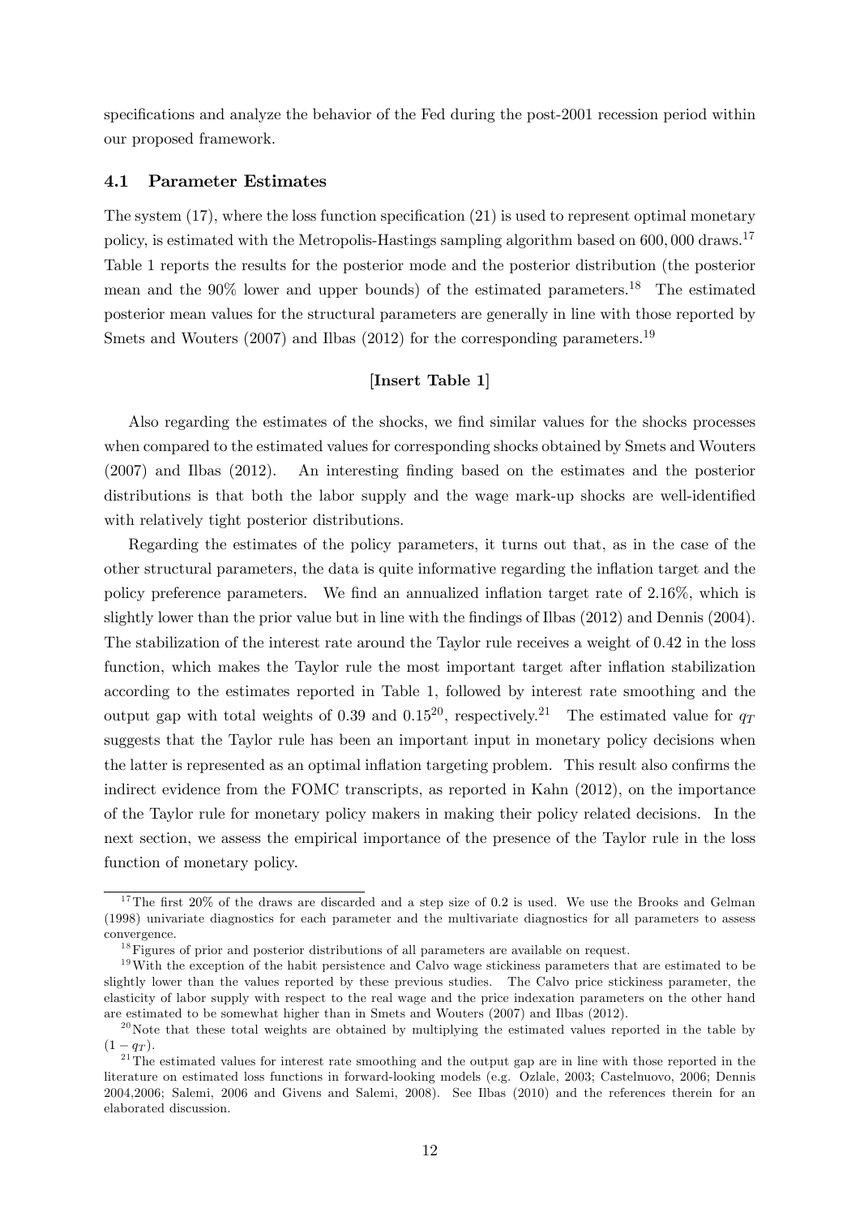specifications and analyze the behavior of the Fed during the post-2001 recession period within our proposed framework.

### 4.1 Parameter Estimates

The system (17), where the loss function specification (21) is used to represent optimal monetary policy, is estimated with the Metropolis-Hastings sampling algorithm based on 600,000 draws.[17] Table 1 reports the results for the posterior mode and the posterior distribution (the posterior mean and the 90% lower and upper bounds) of the estimated parameters.[18] The estimated posterior mean values for the structural parameters are generally in line with those reported by Smets and Wouters (2007) and Ilbas (2012) for the corresponding parameters.[19]

**[Insert Table 1]**

Also regarding the estimates of the shocks, we find similar values for the shocks processes when compared to the estimated values for corresponding shocks obtained by Smets and Wouters (2007) and Ilbas (2012). An interesting finding based on the estimates and the posterior distributions is that both the labor supply and the wage mark-up shocks are well-identified with relatively tight posterior distributions.

Regarding the estimates of the policy parameters, it turns out that, as in the case of the other structural parameters, the data is quite informative regarding the inflation target and the policy preference parameters. We find an annualized inflation target rate of 2.16%, which is slightly lower than the prior value but in line with the findings of Ilbas (2012) and Dennis (2004). The stabilization of the interest rate around the Taylor rule receives a weight of 0.42 in the loss function, which makes the Taylor rule the most important target after inflation stabilization according to the estimates reported in Table 1, followed by interest rate smoothing and the output gap with total weights of 0.39 and 0.15[20], respectively.[21] The estimated value for $q_T$ suggests that the Taylor rule has been an important input in monetary policy decisions when the latter is represented as an optimal inflation targeting problem. This result also confirms the indirect evidence from the FOMC transcripts, as reported in Kahn (2012), on the importance of the Taylor rule for monetary policy makers in making their policy related decisions. In the next section, we assess the empirical importance of the presence of the Taylor rule in the loss function of monetary policy.

---

[17] The first 20% of the draws are discarded and a step size of 0.2 is used. We use the Brooks and Gelman (1998) univariate diagnostics for each parameter and the multivariate diagnostics for all parameters to assess convergence.

[18] Figures of prior and posterior distributions of all parameters are available on request.

[19] With the exception of the habit persistence and Calvo wage stickiness parameters that are estimated to be slightly lower than the values reported by these previous studies. The Calvo price stickiness parameter, the elasticity of labor supply with respect to the real wage and the price indexation parameters on the other hand are estimated to be somewhat higher than in Smets and Wouters (2007) and Ilbas (2012).

[20] Note that these total weights are obtained by multiplying the estimated values reported in the table by $(1 - q_T)$.

[21] The estimated values for interest rate smoothing and the output gap are in line with those reported in the literature on estimated loss functions in forward-looking models (e.g. Ozlale, 2003; Castelnuovo, 2006; Dennis 2004,2006; Salemi, 2006 and Givens and Salemi, 2008). See Ilbas (2010) and the references therein for an elaborated discussion.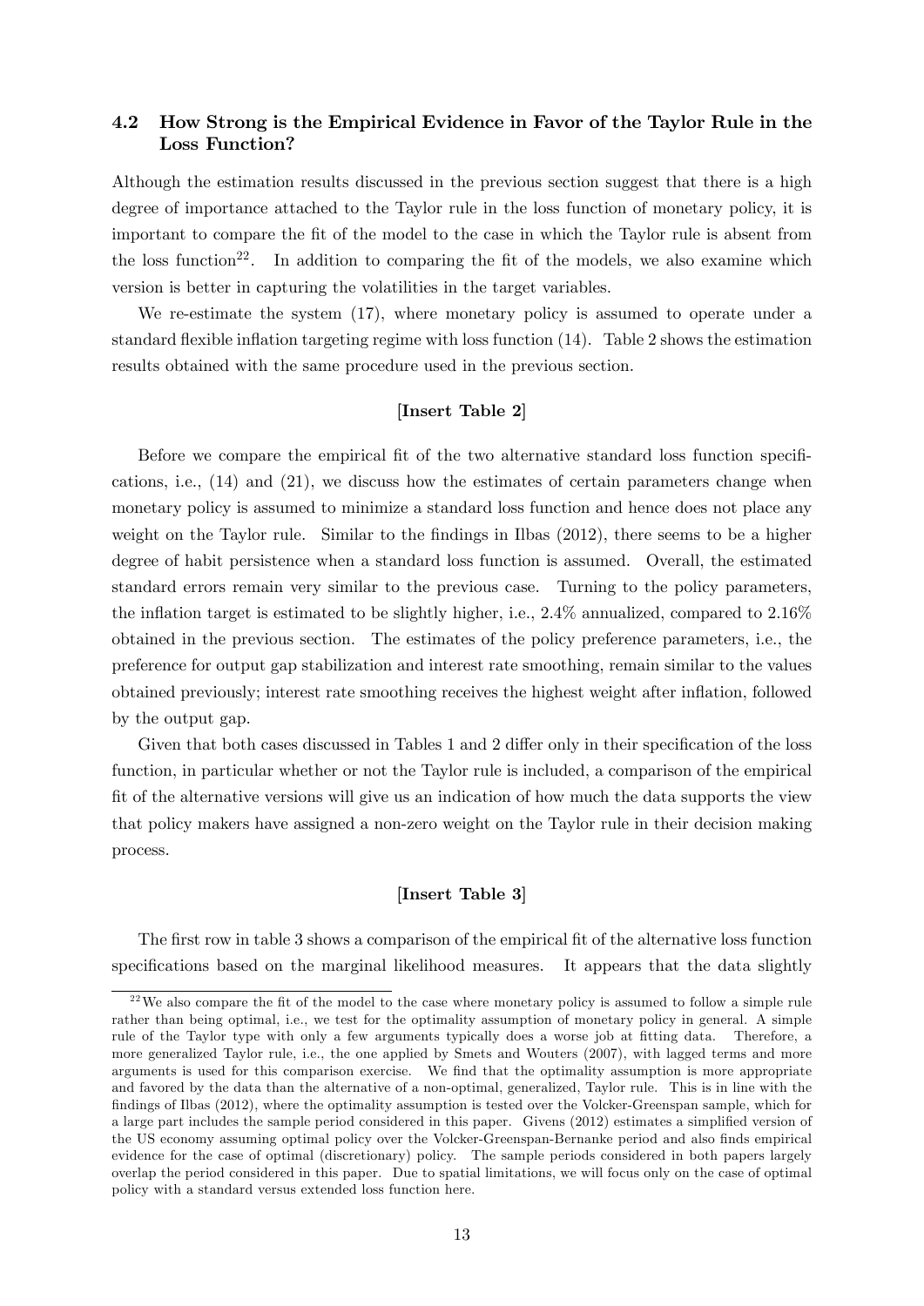### 4.2 How Strong is the Empirical Evidence in Favor of the Taylor Rule in the Loss Function?

Although the estimation results discussed in the previous section suggest that there is a high degree of importance attached to the Taylor rule in the loss function of monetary policy, it is important to compare the fit of the model to the case in which the Taylor rule is absent from the loss function[22]. In addition to comparing the fit of the models, we also examine which version is better in capturing the volatilities in the target variables.

We re-estimate the system (17), where monetary policy is assumed to operate under a standard flexible inflation targeting regime with loss function (14). Table 2 shows the estimation results obtained with the same procedure used in the previous section.

**[Insert Table 2]**

Before we compare the empirical fit of the two alternative standard loss function specifications, i.e., (14) and (21), we discuss how the estimates of certain parameters change when monetary policy is assumed to minimize a standard loss function and hence does not place any weight on the Taylor rule. Similar to the findings in Ilbas (2012), there seems to be a higher degree of habit persistence when a standard loss function is assumed. Overall, the estimated standard errors remain very similar to the previous case. Turning to the policy parameters, the inflation target is estimated to be slightly higher, i.e., 2.4% annualized, compared to 2.16% obtained in the previous section. The estimates of the policy preference parameters, i.e., the preference for output gap stabilization and interest rate smoothing, remain similar to the values obtained previously; interest rate smoothing receives the highest weight after inflation, followed by the output gap.

Given that both cases discussed in Tables 1 and 2 differ only in their specification of the loss function, in particular whether or not the Taylor rule is included, a comparison of the empirical fit of the alternative versions will give us an indication of how much the data supports the view that policy makers have assigned a non-zero weight on the Taylor rule in their decision making process.

**[Insert Table 3]**

The first row in table 3 shows a comparison of the empirical fit of the alternative loss function specifications based on the marginal likelihood measures. It appears that the data slightly

---

[22] We also compare the fit of the model to the case where monetary policy is assumed to follow a simple rule rather than being optimal, i.e., we test for the optimality assumption of monetary policy in general. A simple rule of the Taylor type with only a few arguments typically does a worse job at fitting data. Therefore, a more generalized Taylor rule, i.e., the one applied by Smets and Wouters (2007), with lagged terms and more arguments is used for this comparison exercise. We find that the optimality assumption is more appropriate and favored by the data than the alternative of a non-optimal, generalized, Taylor rule. This is in line with the findings of Ilbas (2012), where the optimality assumption is tested over the Volcker-Greenspan sample, which for a large part includes the sample period considered in this paper. Givens (2012) estimates a simplified version of the US economy assuming optimal policy over the Volcker-Greenspan-Bernanke period and also finds empirical evidence for the case of optimal (discretionary) policy. The sample periods considered in both papers largely overlap the period considered in this paper. Due to spatial limitations, we will focus only on the case of optimal policy with a standard versus extended loss function here.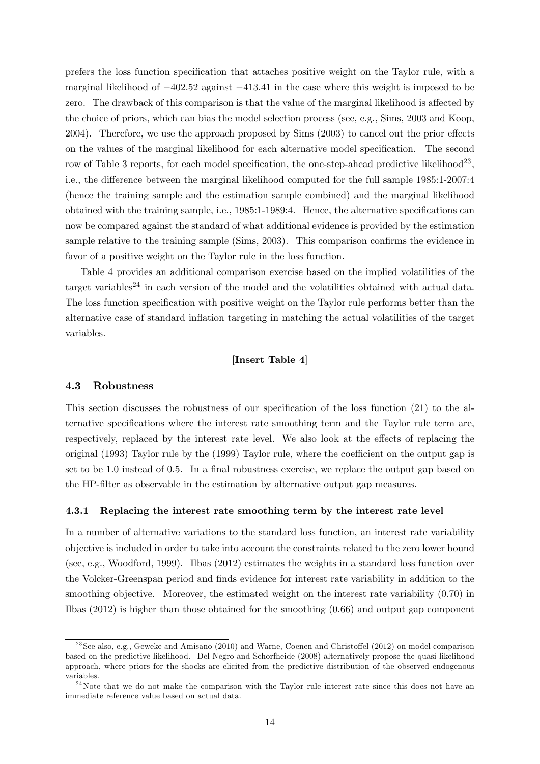prefers the loss function specification that attaches positive weight on the Taylor rule, with a marginal likelihood of $-402.52$ against $-413.41$ in the case where this weight is imposed to be zero. The drawback of this comparison is that the value of the marginal likelihood is affected by the choice of priors, which can bias the model selection process (see, e.g., Sims, 2003 and Koop, 2004). Therefore, we use the approach proposed by Sims (2003) to cancel out the prior effects on the values of the marginal likelihood for each alternative model specification. The second row of Table 3 reports, for each model specification, the one-step-ahead predictive likelihood[23], i.e., the difference between the marginal likelihood computed for the full sample 1985:1-2007:4 (hence the training sample and the estimation sample combined) and the marginal likelihood obtained with the training sample, i.e., 1985:1-1989:4. Hence, the alternative specifications can now be compared against the standard of what additional evidence is provided by the estimation sample relative to the training sample (Sims, 2003). This comparison confirms the evidence in favor of a positive weight on the Taylor rule in the loss function.

Table 4 provides an additional comparison exercise based on the implied volatilities of the target variables[24] in each version of the model and the volatilities obtained with actual data. The loss function specification with positive weight on the Taylor rule performs better than the alternative case of standard inflation targeting in matching the actual volatilities of the target variables.

**[Insert Table 4]**

### 4.3 Robustness

This section discusses the robustness of our specification of the loss function (21) to the alternative specifications where the interest rate smoothing term and the Taylor rule term are, respectively, replaced by the interest rate level. We also look at the effects of replacing the original (1993) Taylor rule by the (1999) Taylor rule, where the coefficient on the output gap is set to be 1.0 instead of 0.5. In a final robustness exercise, we replace the output gap based on the HP-filter as observable in the estimation by alternative output gap measures.

#### 4.3.1 Replacing the interest rate smoothing term by the interest rate level

In a number of alternative variations to the standard loss function, an interest rate variability objective is included in order to take into account the constraints related to the zero lower bound (see, e.g., Woodford, 1999). Ilbas (2012) estimates the weights in a standard loss function over the Volcker-Greenspan period and finds evidence for interest rate variability in addition to the smoothing objective. Moreover, the estimated weight on the interest rate variability (0.70) in Ilbas (2012) is higher than those obtained for the smoothing (0.66) and output gap component

---

[23] See also, e.g., Geweke and Amisano (2010) and Warne, Coenen and Christoffel (2012) on model comparison based on the predictive likelihood. Del Negro and Schorfheide (2008) alternatively propose the quasi-likelihood approach, where priors for the shocks are elicited from the predictive distribution of the observed endogenous variables.

[24] Note that we do not make the comparison with the Taylor rule interest rate since this does not have an immediate reference value based on actual data.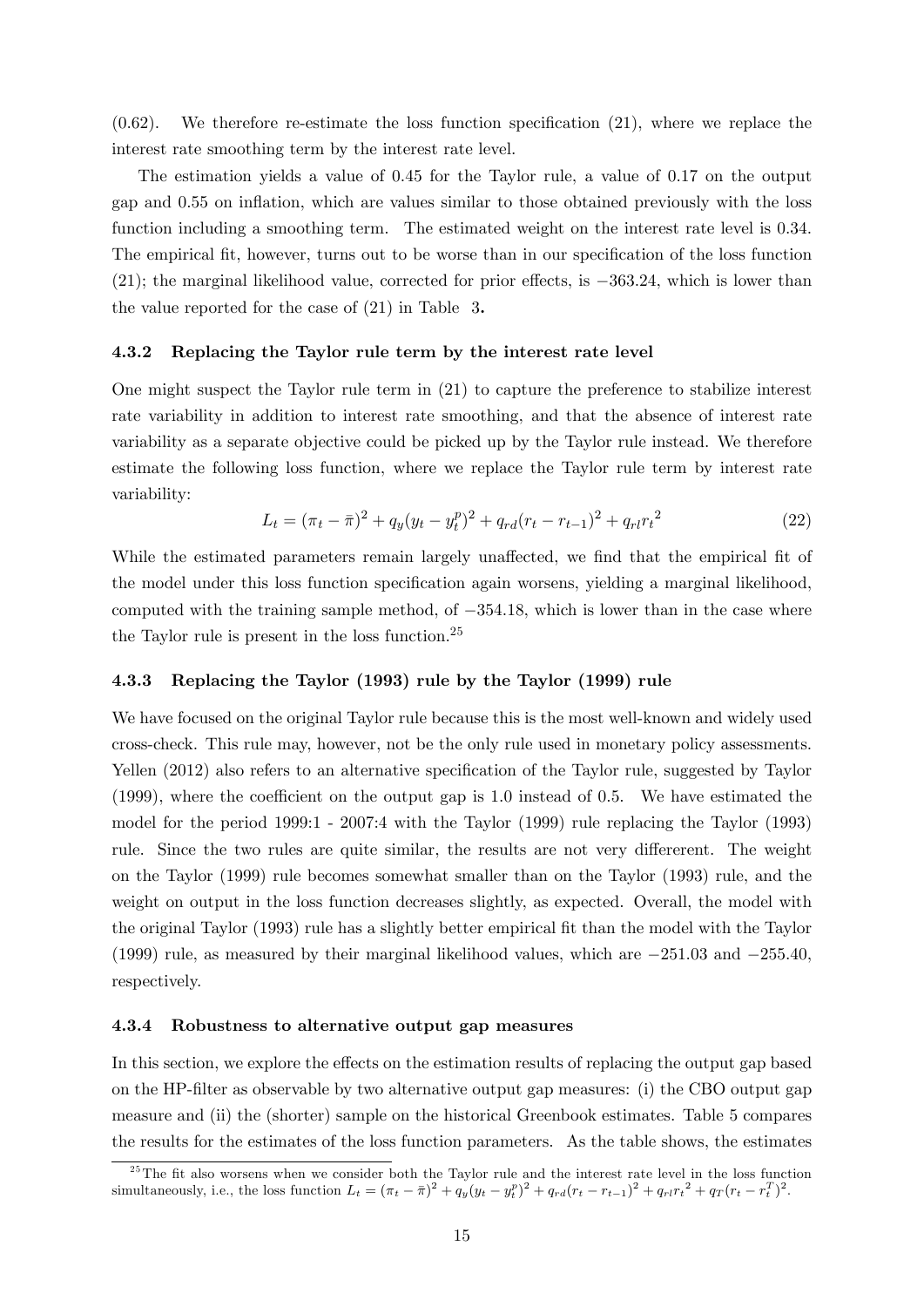(0.62). We therefore re-estimate the loss function specification (21), where we replace the interest rate smoothing term by the interest rate level.

The estimation yields a value of 0.45 for the Taylor rule, a value of 0.17 on the output gap and 0.55 on inflation, which are values similar to those obtained previously with the loss function including a smoothing term. The estimated weight on the interest rate level is 0.34. The empirical fit, however, turns out to be worse than in our specification of the loss function (21); the marginal likelihood value, corrected for prior effects, is $-363.24$, which is lower than the value reported for the case of (21) in Table 3**.**

### 4.3.2 Replacing the Taylor rule term by the interest rate level

One might suspect the Taylor rule term in (21) to capture the preference to stabilize interest rate variability in addition to interest rate smoothing, and that the absence of interest rate variability as a separate objective could be picked up by the Taylor rule instead. We therefore estimate the following loss function, where we replace the Taylor rule term by interest rate variability:

$$L_t = (\pi_t - \bar{\pi})^2 + q_y(y_t - y_t^p)^2 + q_{rd}(r_t - r_{t-1})^2 + q_{rl}{r_t}^2 \tag{22}$$

While the estimated parameters remain largely unaffected, we find that the empirical fit of the model under this loss function specification again worsens, yielding a marginal likelihood, computed with the training sample method, of $-354.18$, which is lower than in the case where the Taylor rule is present in the loss function.[25]

### 4.3.3 Replacing the Taylor (1993) rule by the Taylor (1999) rule

We have focused on the original Taylor rule because this is the most well-known and widely used cross-check. This rule may, however, not be the only rule used in monetary policy assessments. Yellen (2012) also refers to an alternative specification of the Taylor rule, suggested by Taylor (1999), where the coefficient on the output gap is 1.0 instead of 0.5. We have estimated the model for the period 1999:1 - 2007:4 with the Taylor (1999) rule replacing the Taylor (1993) rule. Since the two rules are quite similar, the results are not very differerent. The weight on the Taylor (1999) rule becomes somewhat smaller than on the Taylor (1993) rule, and the weight on output in the loss function decreases slightly, as expected. Overall, the model with the original Taylor (1993) rule has a slightly better empirical fit than the model with the Taylor (1999) rule, as measured by their marginal likelihood values, which are $-251.03$ and $-255.40$, respectively.

### 4.3.4 Robustness to alternative output gap measures

In this section, we explore the effects on the estimation results of replacing the output gap based on the HP-filter as observable by two alternative output gap measures: (i) the CBO output gap measure and (ii) the (shorter) sample on the historical Greenbook estimates. Table 5 compares the results for the estimates of the loss function parameters. As the table shows, the estimates

[25] The fit also worsens when we consider both the Taylor rule and the interest rate level in the loss function simultaneously, i.e., the loss function $L_t = (\pi_t - \bar{\pi})^2 + q_y(y_t - y_t^p)^2 + q_{rd}(r_t - r_{t-1})^2 + q_{rl}{r_t}^2 + q_T(r_t - r_t^T)^2$.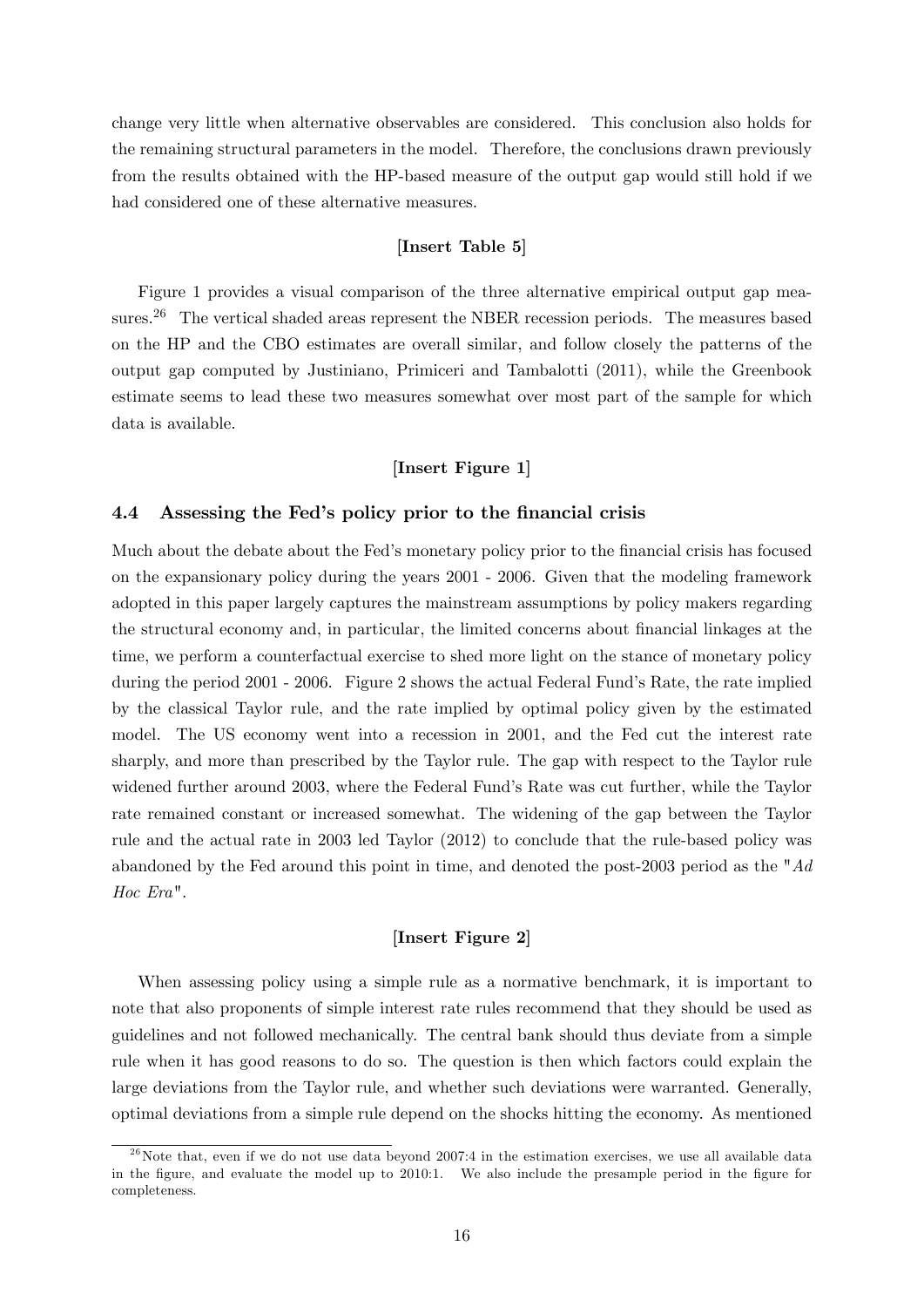change very little when alternative observables are considered. This conclusion also holds for the remaining structural parameters in the model. Therefore, the conclusions drawn previously from the results obtained with the HP-based measure of the output gap would still hold if we had considered one of these alternative measures.

**[Insert Table 5]**

Figure 1 provides a visual comparison of the three alternative empirical output gap measures.[26] The vertical shaded areas represent the NBER recession periods. The measures based on the HP and the CBO estimates are overall similar, and follow closely the patterns of the output gap computed by Justiniano, Primiceri and Tambalotti (2011), while the Greenbook estimate seems to lead these two measures somewhat over most part of the sample for which data is available.

**[Insert Figure 1]**

### 4.4 Assessing the Fed's policy prior to the financial crisis

Much about the debate about the Fed's monetary policy prior to the financial crisis has focused on the expansionary policy during the years 2001 - 2006. Given that the modeling framework adopted in this paper largely captures the mainstream assumptions by policy makers regarding the structural economy and, in particular, the limited concerns about financial linkages at the time, we perform a counterfactual exercise to shed more light on the stance of monetary policy during the period 2001 - 2006. Figure 2 shows the actual Federal Fund's Rate, the rate implied by the classical Taylor rule, and the rate implied by optimal policy given by the estimated model. The US economy went into a recession in 2001, and the Fed cut the interest rate sharply, and more than prescribed by the Taylor rule. The gap with respect to the Taylor rule widened further around 2003, where the Federal Fund's Rate was cut further, while the Taylor rate remained constant or increased somewhat. The widening of the gap between the Taylor rule and the actual rate in 2003 led Taylor (2012) to conclude that the rule-based policy was abandoned by the Fed around this point in time, and denoted the post-2003 period as the "*Ad Hoc Era*".

**[Insert Figure 2]**

When assessing policy using a simple rule as a normative benchmark, it is important to note that also proponents of simple interest rate rules recommend that they should be used as guidelines and not followed mechanically. The central bank should thus deviate from a simple rule when it has good reasons to do so. The question is then which factors could explain the large deviations from the Taylor rule, and whether such deviations were warranted. Generally, optimal deviations from a simple rule depend on the shocks hitting the economy. As mentioned

[26] Note that, even if we do not use data beyond 2007:4 in the estimation exercises, we use all available data in the figure, and evaluate the model up to 2010:1. We also include the presample period in the figure for completeness.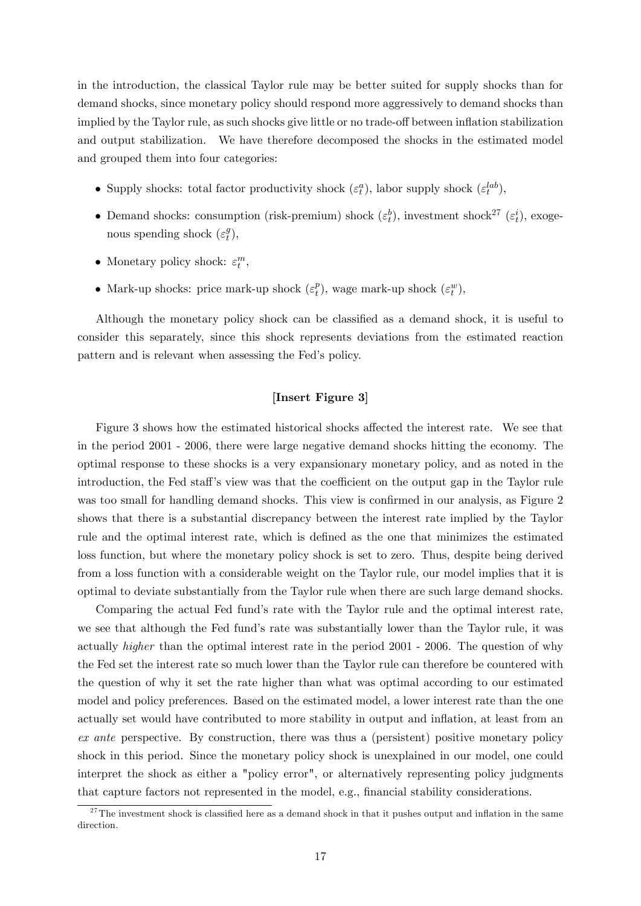in the introduction, the classical Taylor rule may be better suited for supply shocks than for demand shocks, since monetary policy should respond more aggressively to demand shocks than implied by the Taylor rule, as such shocks give little or no trade-off between inflation stabilization and output stabilization. We have therefore decomposed the shocks in the estimated model and grouped them into four categories:

- Supply shocks: total factor productivity shock ($\varepsilon_t^a$), labor supply shock ($\varepsilon_t^{lab}$),
- Demand shocks: consumption (risk-premium) shock ($\varepsilon_t^b$), investment shock[27] ($\varepsilon_t^i$), exogenous spending shock ($\varepsilon_t^g$),
- Monetary policy shock: $\varepsilon_t^m$,
- Mark-up shocks: price mark-up shock ($\varepsilon_t^p$), wage mark-up shock ($\varepsilon_t^w$),

Although the monetary policy shock can be classified as a demand shock, it is useful to consider this separately, since this shock represents deviations from the estimated reaction pattern and is relevant when assessing the Fed's policy.

**[Insert Figure 3]**

Figure 3 shows how the estimated historical shocks affected the interest rate. We see that in the period 2001 - 2006, there were large negative demand shocks hitting the economy. The optimal response to these shocks is a very expansionary monetary policy, and as noted in the introduction, the Fed staff's view was that the coefficient on the output gap in the Taylor rule was too small for handling demand shocks. This view is confirmed in our analysis, as Figure 2 shows that there is a substantial discrepancy between the interest rate implied by the Taylor rule and the optimal interest rate, which is defined as the one that minimizes the estimated loss function, but where the monetary policy shock is set to zero. Thus, despite being derived from a loss function with a considerable weight on the Taylor rule, our model implies that it is optimal to deviate substantially from the Taylor rule when there are such large demand shocks.

Comparing the actual Fed fund's rate with the Taylor rule and the optimal interest rate, we see that although the Fed fund's rate was substantially lower than the Taylor rule, it was actually *higher* than the optimal interest rate in the period 2001 - 2006. The question of why the Fed set the interest rate so much lower than the Taylor rule can therefore be countered with the question of why it set the rate higher than what was optimal according to our estimated model and policy preferences. Based on the estimated model, a lower interest rate than the one actually set would have contributed to more stability in output and inflation, at least from an *ex ante* perspective. By construction, there was thus a (persistent) positive monetary policy shock in this period. Since the monetary policy shock is unexplained in our model, one could interpret the shock as either a "policy error", or alternatively representing policy judgments that capture factors not represented in the model, e.g., financial stability considerations.

[27] The investment shock is classified here as a demand shock in that it pushes output and inflation in the same direction.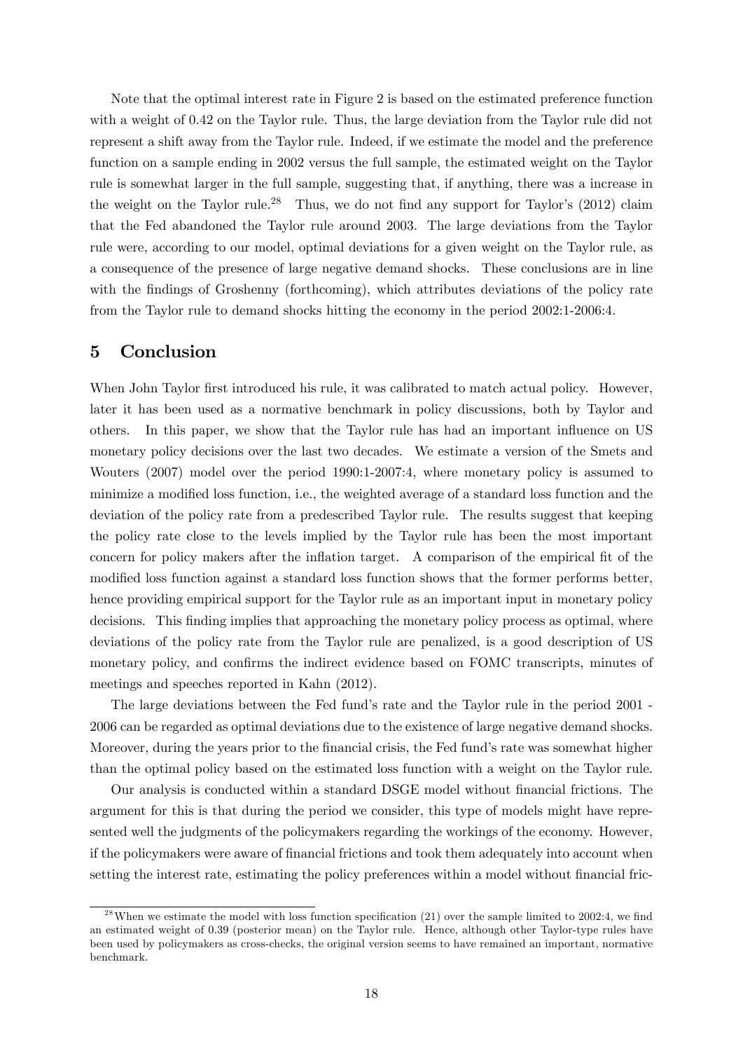Note that the optimal interest rate in Figure 2 is based on the estimated preference function with a weight of 0.42 on the Taylor rule. Thus, the large deviation from the Taylor rule did not represent a shift away from the Taylor rule. Indeed, if we estimate the model and the preference function on a sample ending in 2002 versus the full sample, the estimated weight on the Taylor rule is somewhat larger in the full sample, suggesting that, if anything, there was a increase in the weight on the Taylor rule.[28] Thus, we do not find any support for Taylor's (2012) claim that the Fed abandoned the Taylor rule around 2003. The large deviations from the Taylor rule were, according to our model, optimal deviations for a given weight on the Taylor rule, as a consequence of the presence of large negative demand shocks. These conclusions are in line with the findings of Groshenny (forthcoming), which attributes deviations of the policy rate from the Taylor rule to demand shocks hitting the economy in the period 2002:1-2006:4.

## 5 Conclusion

When John Taylor first introduced his rule, it was calibrated to match actual policy. However, later it has been used as a normative benchmark in policy discussions, both by Taylor and others. In this paper, we show that the Taylor rule has had an important influence on US monetary policy decisions over the last two decades. We estimate a version of the Smets and Wouters (2007) model over the period 1990:1-2007:4, where monetary policy is assumed to minimize a modified loss function, i.e., the weighted average of a standard loss function and the deviation of the policy rate from a predescribed Taylor rule. The results suggest that keeping the policy rate close to the levels implied by the Taylor rule has been the most important concern for policy makers after the inflation target. A comparison of the empirical fit of the modified loss function against a standard loss function shows that the former performs better, hence providing empirical support for the Taylor rule as an important input in monetary policy decisions. This finding implies that approaching the monetary policy process as optimal, where deviations of the policy rate from the Taylor rule are penalized, is a good description of US monetary policy, and confirms the indirect evidence based on FOMC transcripts, minutes of meetings and speeches reported in Kahn (2012).

The large deviations between the Fed fund's rate and the Taylor rule in the period 2001 - 2006 can be regarded as optimal deviations due to the existence of large negative demand shocks. Moreover, during the years prior to the financial crisis, the Fed fund's rate was somewhat higher than the optimal policy based on the estimated loss function with a weight on the Taylor rule.

Our analysis is conducted within a standard DSGE model without financial frictions. The argument for this is that during the period we consider, this type of models might have represented well the judgments of the policymakers regarding the workings of the economy. However, if the policymakers were aware of financial frictions and took them adequately into account when setting the interest rate, estimating the policy preferences within a model without financial fric-

---

[28] When we estimate the model with loss function specification (21) over the sample limited to 2002:4, we find an estimated weight of 0.39 (posterior mean) on the Taylor rule. Hence, although other Taylor-type rules have been used by policymakers as cross-checks, the original version seems to have remained an important, normative benchmark.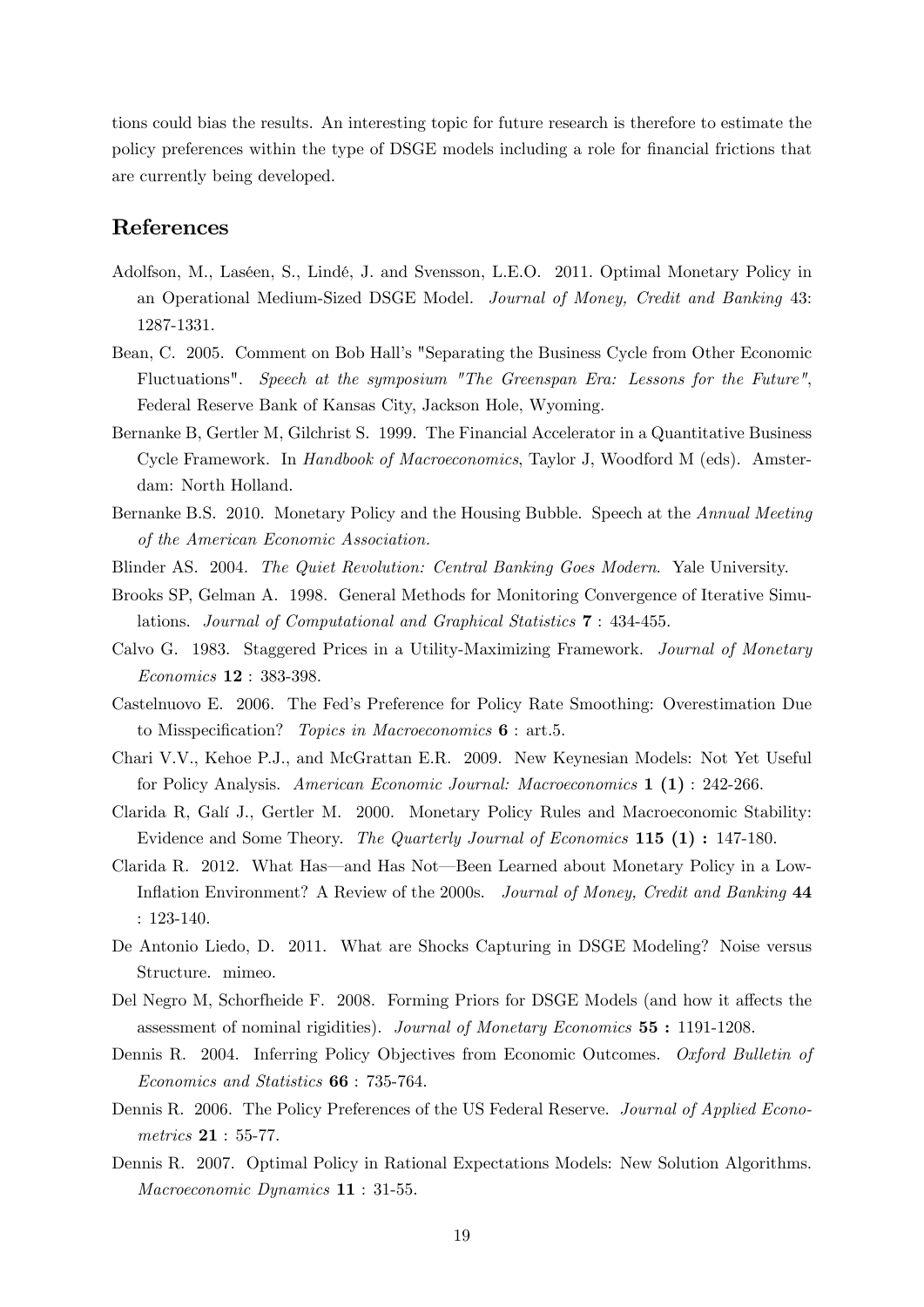tions could bias the results. An interesting topic for future research is therefore to estimate the policy preferences within the type of DSGE models including a role for financial frictions that are currently being developed.

## References

Adolfson, M., Laséen, S., Lindé, J. and Svensson, L.E.O. 2011. Optimal Monetary Policy in an Operational Medium-Sized DSGE Model. *Journal of Money, Credit and Banking* 43: 1287-1331.

Bean, C. 2005. Comment on Bob Hall's "Separating the Business Cycle from Other Economic Fluctuations". *Speech at the symposium "The Greenspan Era: Lessons for the Future"*, Federal Reserve Bank of Kansas City, Jackson Hole, Wyoming.

Bernanke B, Gertler M, Gilchrist S. 1999. The Financial Accelerator in a Quantitative Business Cycle Framework. In *Handbook of Macroeconomics*, Taylor J, Woodford M (eds). Amsterdam: North Holland.

Bernanke B.S. 2010. Monetary Policy and the Housing Bubble. Speech at the *Annual Meeting of the American Economic Association.*

Blinder AS. 2004. *The Quiet Revolution: Central Banking Goes Modern*. Yale University.

Brooks SP, Gelman A. 1998. General Methods for Monitoring Convergence of Iterative Simulations. *Journal of Computational and Graphical Statistics* **7** : 434-455.

Calvo G. 1983. Staggered Prices in a Utility-Maximizing Framework. *Journal of Monetary Economics* **12** : 383-398.

Castelnuovo E. 2006. The Fed's Preference for Policy Rate Smoothing: Overestimation Due to Misspecification? *Topics in Macroeconomics* **6** : art.5.

Chari V.V., Kehoe P.J., and McGrattan E.R. 2009. New Keynesian Models: Not Yet Useful for Policy Analysis. *American Economic Journal: Macroeconomics* **1 (1)** : 242-266.

Clarida R, Galí J., Gertler M. 2000. Monetary Policy Rules and Macroeconomic Stability: Evidence and Some Theory. *The Quarterly Journal of Economics* **115 (1) :** 147-180.

Clarida R. 2012. What Has—and Has Not—Been Learned about Monetary Policy in a Low-Inflation Environment? A Review of the 2000s. *Journal of Money, Credit and Banking* **44** : 123-140.

De Antonio Liedo, D. 2011. What are Shocks Capturing in DSGE Modeling? Noise versus Structure. mimeo.

Del Negro M, Schorfheide F. 2008. Forming Priors for DSGE Models (and how it affects the assessment of nominal rigidities). *Journal of Monetary Economics* **55 :** 1191-1208.

Dennis R. 2004. Inferring Policy Objectives from Economic Outcomes. *Oxford Bulletin of Economics and Statistics* **66** : 735-764.

Dennis R. 2006. The Policy Preferences of the US Federal Reserve. *Journal of Applied Econometrics* **21** : 55-77.

Dennis R. 2007. Optimal Policy in Rational Expectations Models: New Solution Algorithms. *Macroeconomic Dynamics* **11** : 31-55.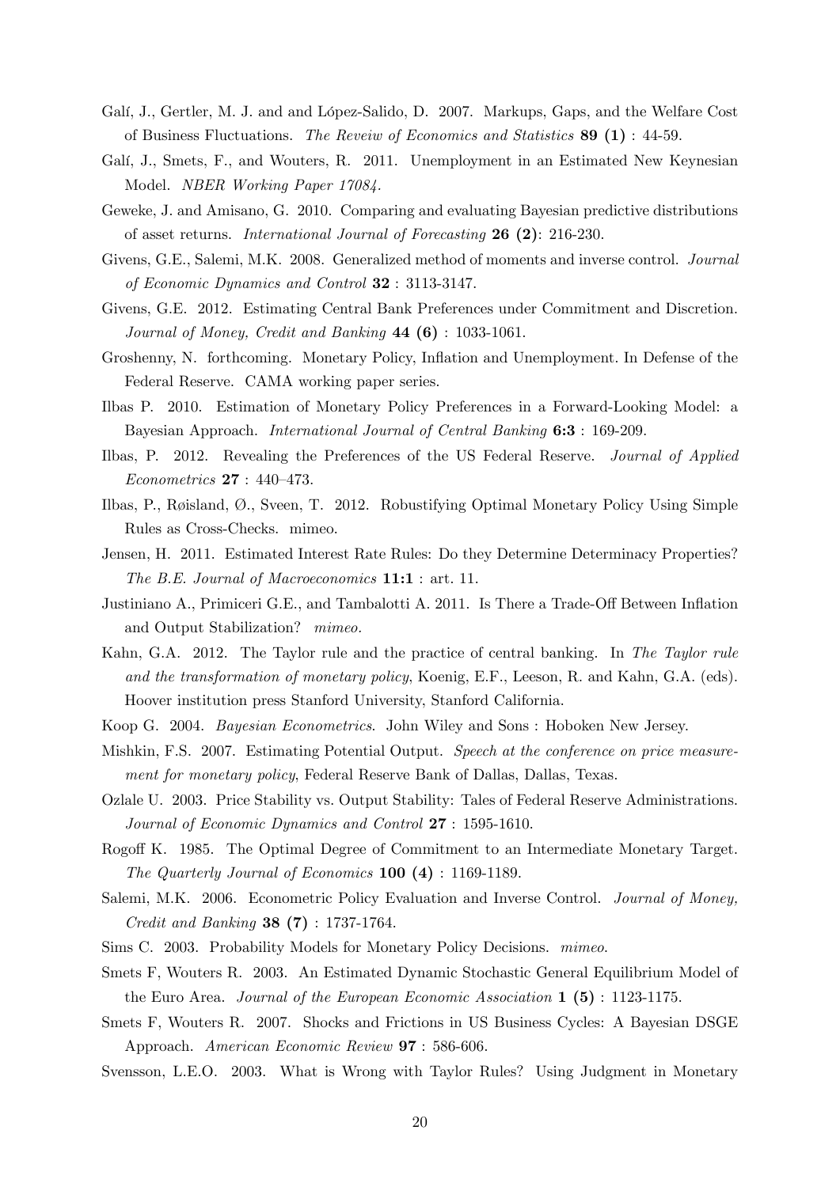Galí, J., Gertler, M. J. and and López-Salido, D. 2007. Markups, Gaps, and the Welfare Cost of Business Fluctuations. *The Reveiw of Economics and Statistics* **89 (1)** : 44-59.

Galí, J., Smets, F., and Wouters, R. 2011. Unemployment in an Estimated New Keynesian Model. *NBER Working Paper 17084*.

Geweke, J. and Amisano, G. 2010. Comparing and evaluating Bayesian predictive distributions of asset returns. *International Journal of Forecasting* **26 (2)**: 216-230.

Givens, G.E., Salemi, M.K. 2008. Generalized method of moments and inverse control. *Journal of Economic Dynamics and Control* **32** : 3113-3147.

Givens, G.E. 2012. Estimating Central Bank Preferences under Commitment and Discretion. *Journal of Money, Credit and Banking* **44 (6)** : 1033-1061.

Groshenny, N. forthcoming. Monetary Policy, Inflation and Unemployment. In Defense of the Federal Reserve. CAMA working paper series.

Ilbas P. 2010. Estimation of Monetary Policy Preferences in a Forward-Looking Model: a Bayesian Approach. *International Journal of Central Banking* **6:3** : 169-209.

Ilbas, P. 2012. Revealing the Preferences of the US Federal Reserve. *Journal of Applied Econometrics* **27** : 440–473.

Ilbas, P., Røisland, Ø., Sveen, T. 2012. Robustifying Optimal Monetary Policy Using Simple Rules as Cross-Checks. mimeo.

Jensen, H. 2011. Estimated Interest Rate Rules: Do they Determine Determinacy Properties? *The B.E. Journal of Macroeconomics* **11:1** : art. 11.

Justiniano A., Primiceri G.E., and Tambalotti A. 2011. Is There a Trade-Off Between Inflation and Output Stabilization? *mimeo.*

Kahn, G.A. 2012. The Taylor rule and the practice of central banking. In *The Taylor rule and the transformation of monetary policy*, Koenig, E.F., Leeson, R. and Kahn, G.A. (eds). Hoover institution press Stanford University, Stanford California.

Koop G. 2004. *Bayesian Econometrics*. John Wiley and Sons : Hoboken New Jersey.

Mishkin, F.S. 2007. Estimating Potential Output. *Speech at the conference on price measurement for monetary policy*, Federal Reserve Bank of Dallas, Dallas, Texas.

Ozlale U. 2003. Price Stability vs. Output Stability: Tales of Federal Reserve Administrations. *Journal of Economic Dynamics and Control* **27** : 1595-1610.

Rogoff K. 1985. The Optimal Degree of Commitment to an Intermediate Monetary Target. *The Quarterly Journal of Economics* **100 (4)** : 1169-1189.

Salemi, M.K. 2006. Econometric Policy Evaluation and Inverse Control. *Journal of Money, Credit and Banking* **38 (7)** : 1737-1764.

Sims C. 2003. Probability Models for Monetary Policy Decisions. *mimeo.*

Smets F, Wouters R. 2003. An Estimated Dynamic Stochastic General Equilibrium Model of the Euro Area. *Journal of the European Economic Association* **1 (5)** : 1123-1175.

Smets F, Wouters R. 2007. Shocks and Frictions in US Business Cycles: A Bayesian DSGE Approach. *American Economic Review* **97** : 586-606.

Svensson, L.E.O. 2003. What is Wrong with Taylor Rules? Using Judgment in Monetary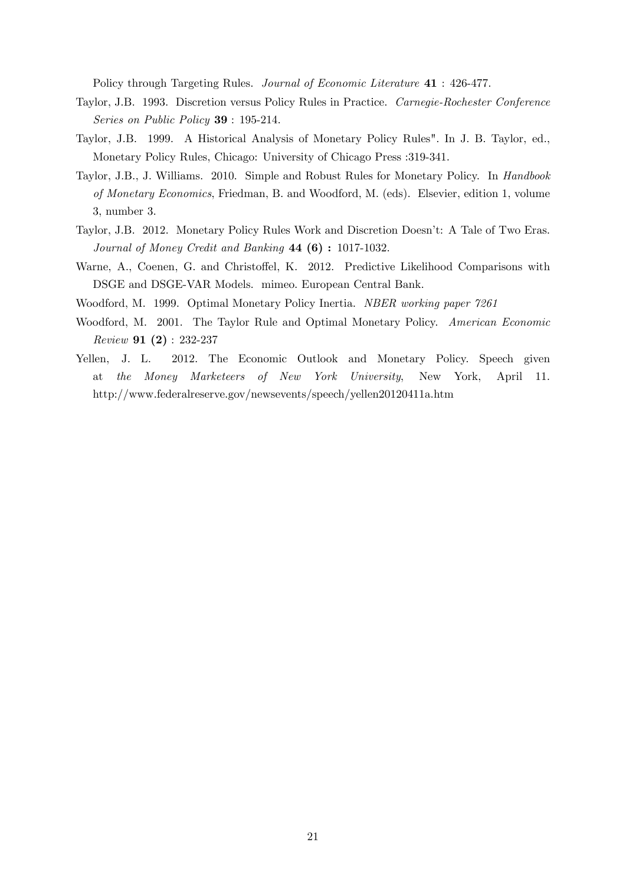Policy through Targeting Rules. *Journal of Economic Literature* **41** : 426-477.

Taylor, J.B. 1993. Discretion versus Policy Rules in Practice. *Carnegie-Rochester Conference Series on Public Policy* **39** : 195-214.

Taylor, J.B. 1999. A Historical Analysis of Monetary Policy Rules". In J. B. Taylor, ed., Monetary Policy Rules, Chicago: University of Chicago Press :319-341.

Taylor, J.B., J. Williams. 2010. Simple and Robust Rules for Monetary Policy. In *Handbook of Monetary Economics*, Friedman, B. and Woodford, M. (eds). Elsevier, edition 1, volume 3, number 3.

Taylor, J.B. 2012. Monetary Policy Rules Work and Discretion Doesn't: A Tale of Two Eras. *Journal of Money Credit and Banking* **44 (6) :** 1017-1032.

Warne, A., Coenen, G. and Christoffel, K. 2012. Predictive Likelihood Comparisons with DSGE and DSGE-VAR Models. mimeo. European Central Bank.

Woodford, M. 1999. Optimal Monetary Policy Inertia. *NBER working paper 7261*

Woodford, M. 2001. The Taylor Rule and Optimal Monetary Policy. *American Economic Review* **91 (2)** : 232-237

Yellen, J. L. 2012. The Economic Outlook and Monetary Policy. Speech given at *the Money Marketeers of New York University*, New York, April 11. http://www.federalreserve.gov/newsevents/speech/yellen20120411a.htm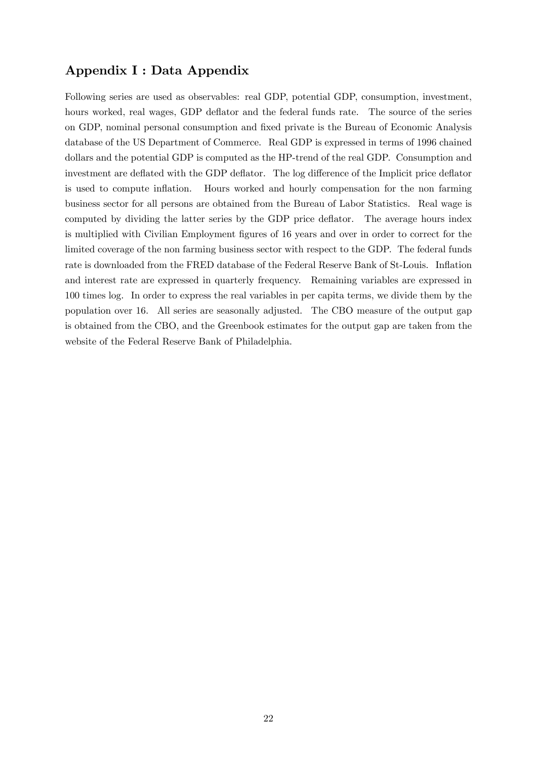## Appendix I : Data Appendix

Following series are used as observables: real GDP, potential GDP, consumption, investment, hours worked, real wages, GDP deflator and the federal funds rate. The source of the series on GDP, nominal personal consumption and fixed private is the Bureau of Economic Analysis database of the US Department of Commerce. Real GDP is expressed in terms of 1996 chained dollars and the potential GDP is computed as the HP-trend of the real GDP. Consumption and investment are deflated with the GDP deflator. The log difference of the Implicit price deflator is used to compute inflation. Hours worked and hourly compensation for the non farming business sector for all persons are obtained from the Bureau of Labor Statistics. Real wage is computed by dividing the latter series by the GDP price deflator. The average hours index is multiplied with Civilian Employment figures of 16 years and over in order to correct for the limited coverage of the non farming business sector with respect to the GDP. The federal funds rate is downloaded from the FRED database of the Federal Reserve Bank of St-Louis. Inflation and interest rate are expressed in quarterly frequency. Remaining variables are expressed in 100 times log. In order to express the real variables in per capita terms, we divide them by the population over 16. All series are seasonally adjusted. The CBO measure of the output gap is obtained from the CBO, and the Greenbook estimates for the output gap are taken from the website of the Federal Reserve Bank of Philadelphia.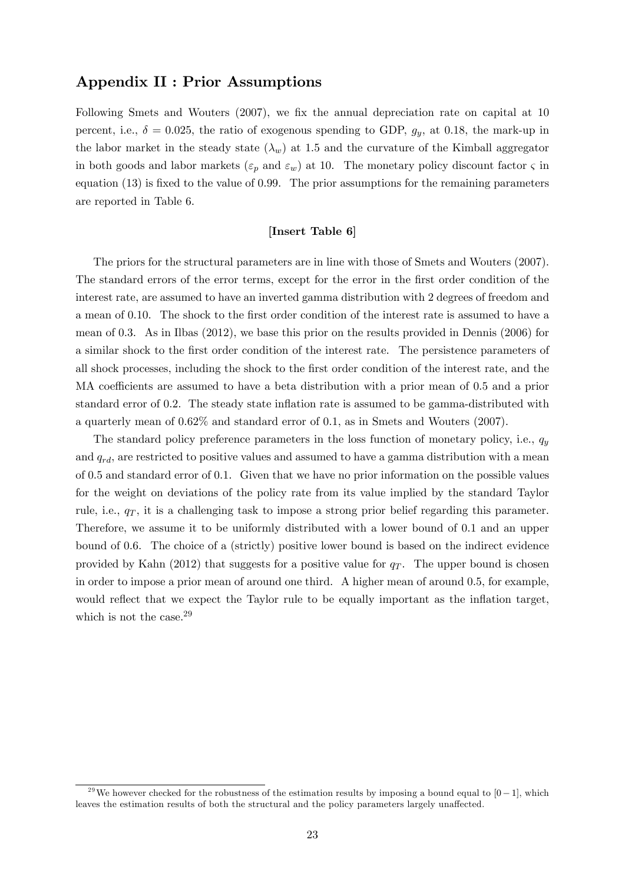## Appendix II : Prior Assumptions

Following Smets and Wouters (2007), we fix the annual depreciation rate on capital at 10 percent, i.e., $\delta = 0.025$, the ratio of exogenous spending to GDP, $g_y$, at 0.18, the mark-up in the labor market in the steady state ($\lambda_w$) at 1.5 and the curvature of the Kimball aggregator in both goods and labor markets ($\varepsilon_p$ and $\varepsilon_w$) at 10. The monetary policy discount factor $\varsigma$ in equation (13) is fixed to the value of 0.99. The prior assumptions for the remaining parameters are reported in Table 6.

**[Insert Table 6]**

The priors for the structural parameters are in line with those of Smets and Wouters (2007). The standard errors of the error terms, except for the error in the first order condition of the interest rate, are assumed to have an inverted gamma distribution with 2 degrees of freedom and a mean of 0.10. The shock to the first order condition of the interest rate is assumed to have a mean of 0.3. As in Ilbas (2012), we base this prior on the results provided in Dennis (2006) for a similar shock to the first order condition of the interest rate. The persistence parameters of all shock processes, including the shock to the first order condition of the interest rate, and the MA coefficients are assumed to have a beta distribution with a prior mean of 0.5 and a prior standard error of 0.2. The steady state inflation rate is assumed to be gamma-distributed with a quarterly mean of 0.62% and standard error of 0.1, as in Smets and Wouters (2007).

The standard policy preference parameters in the loss function of monetary policy, i.e., $q_y$ and $q_{rd}$, are restricted to positive values and assumed to have a gamma distribution with a mean of 0.5 and standard error of 0.1. Given that we have no prior information on the possible values for the weight on deviations of the policy rate from its value implied by the standard Taylor rule, i.e., $q_T$, it is a challenging task to impose a strong prior belief regarding this parameter. Therefore, we assume it to be uniformly distributed with a lower bound of 0.1 and an upper bound of 0.6. The choice of a (strictly) positive lower bound is based on the indirect evidence provided by Kahn (2012) that suggests for a positive value for $q_T$. The upper bound is chosen in order to impose a prior mean of around one third. A higher mean of around 0.5, for example, would reflect that we expect the Taylor rule to be equally important as the inflation target, which is not the case.[29]

[29] We however checked for the robustness of the estimation results by imposing a bound equal to $[0-1]$, which leaves the estimation results of both the structural and the policy parameters largely unaffected.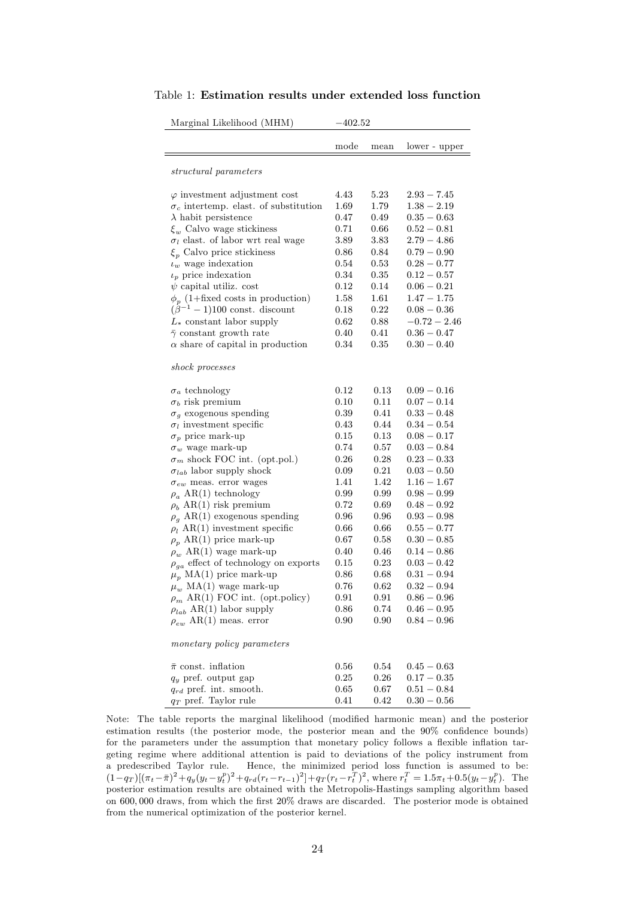Table 1: **Estimation results under extended loss function**

| Marginal Likelihood (MHM) | $-402.52$ | | |
|---|---|---|---|
| | mode | mean | lower - upper |
| *structural parameters* | | | |
| $\varphi$ investment adjustment cost | 4.43 | 5.23 | $2.93 - 7.45$ |
| $\sigma_c$ intertemp. elast. of substitution | 1.69 | 1.79 | $1.38 - 2.19$ |
| $\lambda$ habit persistence | 0.47 | 0.49 | $0.35 - 0.63$ |
| $\xi_w$ Calvo wage stickiness | 0.71 | 0.66 | $0.52 - 0.81$ |
| $\sigma_l$ elast. of labor wrt real wage | 3.89 | 3.83 | $2.79 - 4.86$ |
| $\xi_p$ Calvo price stickiness | 0.86 | 0.84 | $0.79 - 0.90$ |
| $\iota_w$ wage indexation | 0.54 | 0.53 | $0.28 - 0.77$ |
| $\iota_p$ price indexation | 0.34 | 0.35 | $0.12 - 0.57$ |
| $\psi$ capital utiliz. cost | 0.12 | 0.14 | $0.06 - 0.21$ |
| $\phi_p$ (1+fixed costs in production) | 1.58 | 1.61 | $1.47 - 1.75$ |
| $(\beta^{-1} - 1)100$ const. discount | 0.18 | 0.22 | $0.08 - 0.36$ |
| $L_*$ constant labor supply | 0.62 | 0.88 | $-0.72 - 2.46$ |
| $\bar{\gamma}$ constant growth rate | 0.40 | 0.41 | $0.36 - 0.47$ |
| $\alpha$ share of capital in production | 0.34 | 0.35 | $0.30 - 0.40$ |
| *shock processes* | | | |
| $\sigma_a$ technology | 0.12 | 0.13 | $0.09 - 0.16$ |
| $\sigma_b$ risk premium | 0.10 | 0.11 | $0.07 - 0.14$ |
| $\sigma_g$ exogenous spending | 0.39 | 0.41 | $0.33 - 0.48$ |
| $\sigma_l$ investment specific | 0.43 | 0.44 | $0.34 - 0.54$ |
| $\sigma_p$ price mark-up | 0.15 | 0.13 | $0.08 - 0.17$ |
| $\sigma_w$ wage mark-up | 0.74 | 0.57 | $0.03 - 0.84$ |
| $\sigma_m$ shock FOC int. (opt.pol.) | 0.26 | 0.28 | $0.23 - 0.33$ |
| $\sigma_{lab}$ labor supply shock | 0.09 | 0.21 | $0.03 - 0.50$ |
| $\sigma_{ew}$ meas. error wages | 1.41 | 1.42 | $1.16 - 1.67$ |
| $\rho_a$ AR(1) technology | 0.99 | 0.99 | $0.98 - 0.99$ |
| $\rho_b$ AR(1) risk premium | 0.72 | 0.69 | $0.48 - 0.92$ |
| $\rho_g$ AR(1) exogenous spending | 0.96 | 0.96 | $0.93 - 0.98$ |
| $\rho_l$ AR(1) investment specific | 0.66 | 0.66 | $0.55 - 0.77$ |
| $\rho_p$ AR(1) price mark-up | 0.67 | 0.58 | $0.30 - 0.85$ |
| $\rho_w$ AR(1) wage mark-up | 0.40 | 0.46 | $0.14 - 0.86$ |
| $\rho_{ga}$ effect of technology on exports | 0.15 | 0.23 | $0.03 - 0.42$ |
| $\mu_p$ MA(1) price mark-up | 0.86 | 0.68 | $0.31 - 0.94$ |
| $\mu_w$ MA(1) wage mark-up | 0.76 | 0.62 | $0.32 - 0.94$ |
| $\rho_m$ AR(1) FOC int. (opt.policy) | 0.91 | 0.91 | $0.86 - 0.96$ |
| $\rho_{lab}$ AR(1) labor supply | 0.86 | 0.74 | $0.46 - 0.95$ |
| $\rho_{ew}$ AR(1) meas. error | 0.90 | 0.90 | $0.84 - 0.96$ |
| *monetary policy parameters* | | | |
| $\bar{\pi}$ const. inflation | 0.56 | 0.54 | $0.45 - 0.63$ |
| $q_y$ pref. output gap | 0.25 | 0.26 | $0.17 - 0.35$ |
| $q_{rd}$ pref. int. smooth. | 0.65 | 0.67 | $0.51 - 0.84$ |
| $q_T$ pref. Taylor rule | 0.41 | 0.42 | $0.30 - 0.56$ |

Note: The table reports the marginal likelihood (modified harmonic mean) and the posterior estimation results (the posterior mode, the posterior mean and the 90% confidence bounds) for the parameters under the assumption that monetary policy follows a flexible inflation targeting regime where additional attention is paid to deviations of the policy instrument from a predescribed Taylor rule. Hence, the minimized period loss function is assumed to be: $(1-q_T)[(\pi_t-\bar{\pi})^2+q_y(y_t-y_t^p)^2+q_{rd}(r_t-r_{t-1})^2]+q_T(r_t-r_t^T)^2$, where $r_t^T = 1.5\pi_t+0.5(y_t-y_t^p)$. The posterior estimation results are obtained with the Metropolis-Hastings sampling algorithm based on 600,000 draws, from which the first 20% draws are discarded. The posterior mode is obtained from the numerical optimization of the posterior kernel.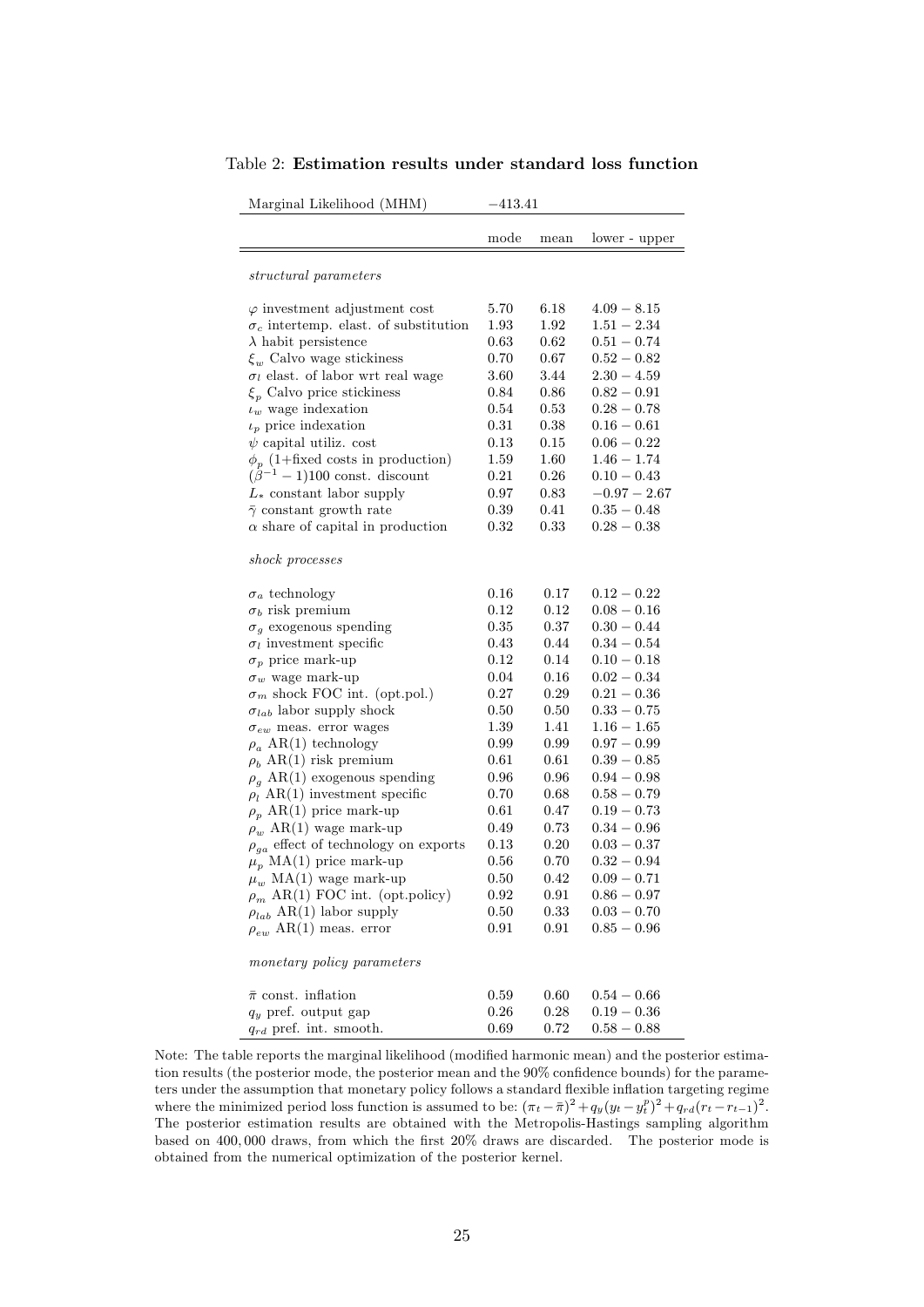Table 2: **Estimation results under standard loss function**

| Marginal Likelihood (MHM) | $-413.41$ | | |
|---|---|---|---|
| | mode | mean | lower - upper |
| *structural parameters* | | | |
| $\varphi$ investment adjustment cost | 5.70 | 6.18 | $4.09-8.15$ |
| $\sigma_c$ intertemp. elast. of substitution | 1.93 | 1.92 | $1.51-2.34$ |
| $\lambda$ habit persistence | 0.63 | 0.62 | $0.51-0.74$ |
| $\xi_w$ Calvo wage stickiness | 0.70 | 0.67 | $0.52-0.82$ |
| $\sigma_l$ elast. of labor wrt real wage | 3.60 | 3.44 | $2.30-4.59$ |
| $\xi_p$ Calvo price stickiness | 0.84 | 0.86 | $0.82-0.91$ |
| $\iota_w$ wage indexation | 0.54 | 0.53 | $0.28-0.78$ |
| $\iota_p$ price indexation | 0.31 | 0.38 | $0.16-0.61$ |
| $\psi$ capital utiliz. cost | 0.13 | 0.15 | $0.06-0.22$ |
| $\phi_p$ (1+fixed costs in production) | 1.59 | 1.60 | $1.46-1.74$ |
| $(\beta^{-1}-1)100$ const. discount | 0.21 | 0.26 | $0.10-0.43$ |
| $L_*$ constant labor supply | 0.97 | 0.83 | $-0.97-2.67$ |
| $\bar{\gamma}$ constant growth rate | 0.39 | 0.41 | $0.35-0.48$ |
| $\alpha$ share of capital in production | 0.32 | 0.33 | $0.28-0.38$ |
| *shock processes* | | | |
| $\sigma_a$ technology | 0.16 | 0.17 | $0.12-0.22$ |
| $\sigma_b$ risk premium | 0.12 | 0.12 | $0.08-0.16$ |
| $\sigma_g$ exogenous spending | 0.35 | 0.37 | $0.30-0.44$ |
| $\sigma_I$ investment specific | 0.43 | 0.44 | $0.34-0.54$ |
| $\sigma_p$ price mark-up | 0.12 | 0.14 | $0.10-0.18$ |
| $\sigma_w$ wage mark-up | 0.04 | 0.16 | $0.02-0.34$ |
| $\sigma_m$ shock FOC int. (opt.pol.) | 0.27 | 0.29 | $0.21-0.36$ |
| $\sigma_{lab}$ labor supply shock | 0.50 | 0.50 | $0.33-0.75$ |
| $\sigma_{ew}$ meas. error wages | 1.39 | 1.41 | $1.16-1.65$ |
| $\rho_a$ AR(1) technology | 0.99 | 0.99 | $0.97-0.99$ |
| $\rho_b$ AR(1) risk premium | 0.61 | 0.61 | $0.39-0.85$ |
| $\rho_g$ AR(1) exogenous spending | 0.96 | 0.96 | $0.94-0.98$ |
| $\rho_I$ AR(1) investment specific | 0.70 | 0.68 | $0.58-0.79$ |
| $\rho_p$ AR(1) price mark-up | 0.61 | 0.47 | $0.19-0.73$ |
| $\rho_w$ AR(1) wage mark-up | 0.49 | 0.73 | $0.34-0.96$ |
| $\rho_{ga}$ effect of technology on exports | 0.13 | 0.20 | $0.03-0.37$ |
| $\mu_p$ MA(1) price mark-up | 0.56 | 0.70 | $0.32-0.94$ |
| $\mu_w$ MA(1) wage mark-up | 0.50 | 0.42 | $0.09-0.71$ |
| $\rho_m$ AR(1) FOC int. (opt.policy) | 0.92 | 0.91 | $0.86-0.97$ |
| $\rho_{lab}$ AR(1) labor supply | 0.50 | 0.33 | $0.03-0.70$ |
| $\rho_{ew}$ AR(1) meas. error | 0.91 | 0.91 | $0.85-0.96$ |
| *monetary policy parameters* | | | |
| $\bar{\pi}$ const. inflation | 0.59 | 0.60 | $0.54-0.66$ |
| $q_y$ pref. output gap | 0.26 | 0.28 | $0.19-0.36$ |
| $q_{rd}$ pref. int. smooth. | 0.69 | 0.72 | $0.58-0.88$ |

Note: The table reports the marginal likelihood (modified harmonic mean) and the posterior estimation results (the posterior mode, the posterior mean and the 90% confidence bounds) for the parameters under the assumption that monetary policy follows a standard flexible inflation targeting regime where the minimized period loss function is assumed to be: $(\pi_t-\bar{\pi})^2+q_y(y_t-y_t^p)^2+q_{rd}(r_t-r_{t-1})^2$. The posterior estimation results are obtained with the Metropolis-Hastings sampling algorithm based on 400,000 draws, from which the first 20% draws are discarded. The posterior mode is obtained from the numerical optimization of the posterior kernel.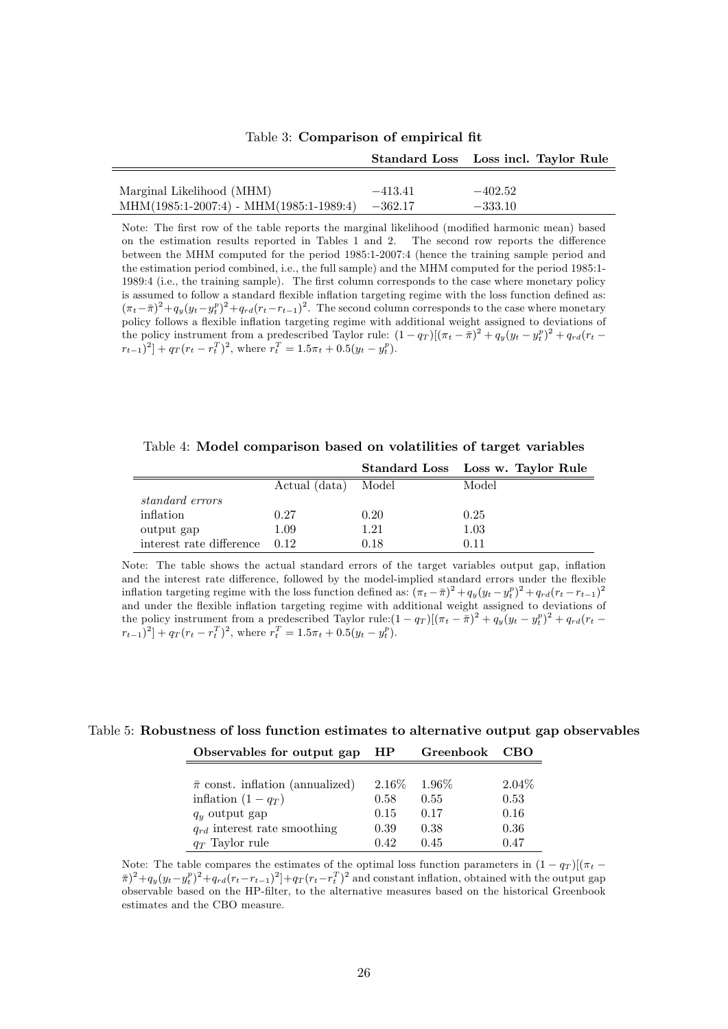Table 3: **Comparison of empirical fit**

| | **Standard Loss** | **Loss incl. Taylor Rule** |
|---|---|---|
| Marginal Likelihood (MHM) | $-413.41$ | $-402.52$ |
| MHM(1985:1-2007:4) - MHM(1985:1-1989:4) | $-362.17$ | $-333.10$ |

Note: The first row of the table reports the marginal likelihood (modified harmonic mean) based on the estimation results reported in Tables 1 and 2. The second row reports the difference between the MHM computed for the period 1985:1-2007:4 (hence the training sample period and the estimation period combined, i.e., the full sample) and the MHM computed for the period 1985:1-1989:4 (i.e., the training sample). The first column corresponds to the case where monetary policy is assumed to follow a standard flexible inflation targeting regime with the loss function defined as: $(\pi_t - \bar{\pi})^2 + q_y(y_t - y_t^p)^2 + q_{rd}(r_t - r_{t-1})^2$. The second column corresponds to the case where monetary policy follows a flexible inflation targeting regime with additional weight assigned to deviations of the policy instrument from a predescribed Taylor rule: $(1 - q_T)[(\pi_t - \bar{\pi})^2 + q_y(y_t - y_t^p)^2 + q_{rd}(r_t - r_{t-1})^2] + q_T(r_t - r_t^T)^2$, where $r_t^T = 1.5\pi_t + 0.5(y_t - y_t^p)$.

Table 4: **Model comparison based on volatilities of target variables**

| | | **Standard Loss** | **Loss w. Taylor Rule** |
|---|---|---|---|
| | Actual (data) | Model | Model |
| *standard errors* | | | |
| inflation | 0.27 | 0.20 | 0.25 |
| output gap | 1.09 | 1.21 | 1.03 |
| interest rate difference | 0.12 | 0.18 | 0.11 |

Note: The table shows the actual standard errors of the target variables output gap, inflation and the interest rate difference, followed by the model-implied standard errors under the flexible inflation targeting regime with the loss function defined as: $(\pi_t - \bar{\pi})^2 + q_y(y_t - y_t^p)^2 + q_{rd}(r_t - r_{t-1})^2$ and under the flexible inflation targeting regime with additional weight assigned to deviations of the policy instrument from a predescribed Taylor rule:$(1 - q_T)[(\pi_t - \bar{\pi})^2 + q_y(y_t - y_t^p)^2 + q_{rd}(r_t - r_{t-1})^2] + q_T(r_t - r_t^T)^2$, where $r_t^T = 1.5\pi_t + 0.5(y_t - y_t^p)$.

Table 5: **Robustness of loss function estimates to alternative output gap observables**

| **Observables for output gap** | **HP** | **Greenbook** | **CBO** |
|---|---|---|---|
| $\bar{\pi}$ const. inflation (annualized) | 2.16% | 1.96% | 2.04% |
| inflation $(1 - q_T)$ | 0.58 | 0.55 | 0.53 |
| $q_y$ output gap | 0.15 | 0.17 | 0.16 |
| $q_{rd}$ interest rate smoothing | 0.39 | 0.38 | 0.36 |
| $q_T$ Taylor rule | 0.42 | 0.45 | 0.47 |

Note: The table compares the estimates of the optimal loss function parameters in $(1 - q_T)[(\pi_t - \bar{\pi})^2 + q_y(y_t - y_t^p)^2 + q_{rd}(r_t - r_{t-1})^2] + q_T(r_t - r_t^T)^2$ and constant inflation, obtained with the output gap observable based on the HP-filter, to the alternative measures based on the historical Greenbook estimates and the CBO measure.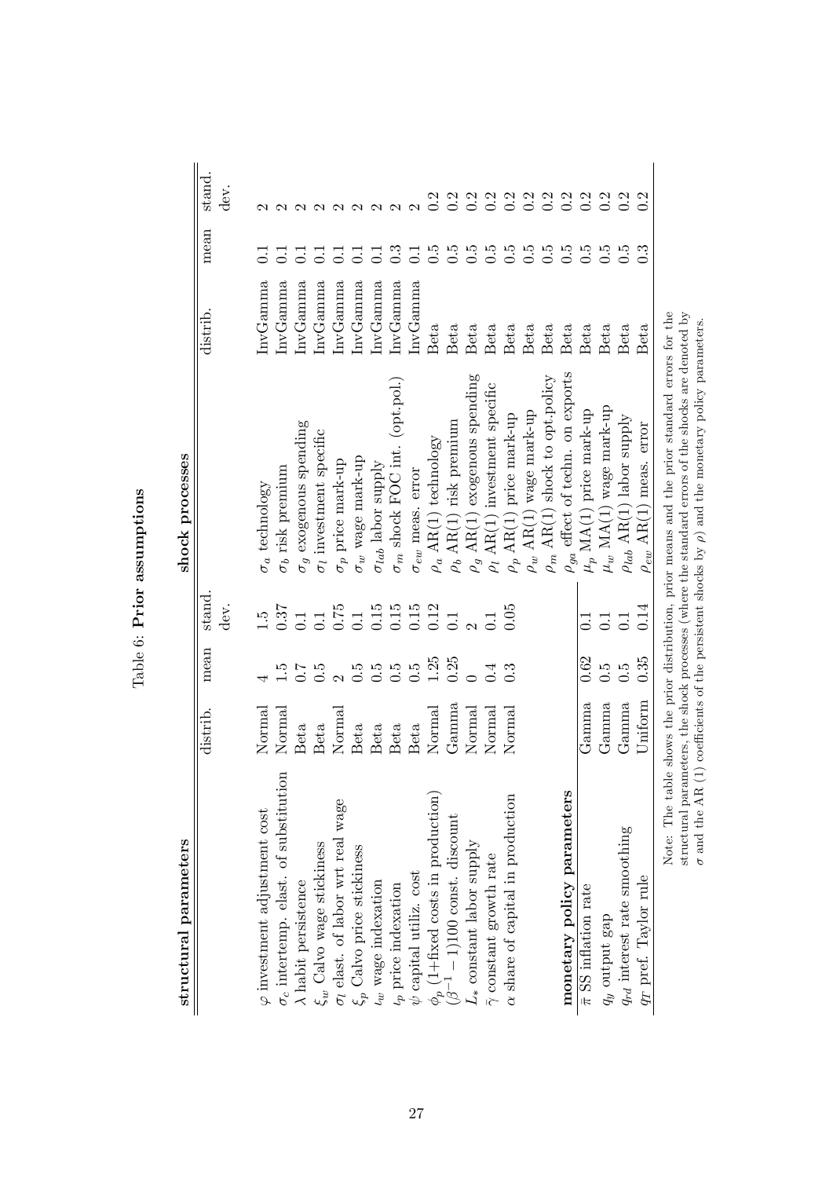Table 6: **Prior assumptions**

| **structural parameters** | distrib. | mean | stand. dev. | **shock processes** | distrib. | mean | stand. dev. |
|---|---|---|---|---|---|---|---|
| $\varphi$ investment adjustment cost | Normal | 4 | 1.5 | $\sigma_a$ technology | InvGamma | 0.1 | 2 |
| $\sigma_c$ intertemp. elast. of substitution | Normal | 1.5 | 0.37 | $\sigma_b$ risk premium | InvGamma | 0.1 | 2 |
| $\lambda$ habit persistence | Beta | 0.7 | 0.1 | $\sigma_g$ exogenous spending | InvGamma | 0.1 | 2 |
| $\xi_w$ Calvo wage stickiness | Beta | 0.5 | 0.1 | $\sigma_I$ investment specific | InvGamma | 0.1 | 2 |
| $\sigma_l$ elast. of labor wrt real wage | Normal | 2 | 0.75 | $\sigma_p$ price mark-up | InvGamma | 0.1 | 2 |
| $\xi_p$ Calvo price stickiness | Beta | 0.5 | 0.1 | $\sigma_w$ wage mark-up | InvGamma | 0.1 | 2 |
| $\iota_w$ wage indexation | Beta | 0.5 | 0.15 | $\sigma_{lab}$ labor supply | InvGamma | 0.1 | 2 |
| $\iota_p$ price indexation | Beta | 0.5 | 0.15 | $\sigma_m$ shock FOC int. (opt.pol.) | InvGamma | 0.3 | 2 |
| $\psi$ capital utiliz. cost | Beta | 0.5 | 0.15 | $\sigma_{ew}$ meas. error | InvGamma | 0.1 | 2 |
| $\phi_p$ (1+fixed costs in production) | Normal | 1.25 | 0.12 | $\rho_a$ AR(1) technology | Beta | 0.5 | 0.2 |
| $(\beta^{-1}-1)100$ const. discount | Gamma | 0.25 | 0.1 | $\rho_b$ AR(1) risk premium | Beta | 0.5 | 0.2 |
| $\bar{L}_*$ constant labor supply | Normal | 0 | 2 | $\rho_g$ AR(1) exogenous spending | Beta | 0.5 | 0.2 |
| $\bar{\gamma}$ constant growth rate | Normal | 0.4 | 0.1 | $\rho_I$ AR(1) investment specific | Beta | 0.5 | 0.2 |
| $\alpha$ share of capital in production | Normal | 0.3 | 0.05 | $\rho_p$ AR(1) price mark-up | Beta | 0.5 | 0.2 |
| | | | | $\rho_w$ AR(1) wage mark-up | Beta | 0.5 | 0.2 |
| | | | | $\rho_m$ AR(1) shock to opt.policy | Beta | 0.5 | 0.2 |
| **monetary policy parameters** | | | | $\rho_{ga}$ effect of techn. on exports | Beta | 0.5 | 0.2 |
| $\bar{\pi}$ SS inflation rate | Gamma | 0.62 | 0.1 | $\mu_p$ MA(1) price mark-up | Beta | 0.5 | 0.2 |
| $q_y$ output gap | Gamma | 0.5 | 0.1 | $\mu_w$ MA(1) wage mark-up | Beta | 0.5 | 0.2 |
| $q_{rd}$ interest rate smoothing | Gamma | 0.5 | 0.1 | $\rho_{lab}$ AR(1) labor supply | Beta | 0.5 | 0.2 |
| $q_T$ pref. Taylor rule | Uniform | 0.35 | 0.14 | $\rho_{ew}$ AR(1) meas. error | Beta | 0.3 | 0.2 |

Note: The table shows the prior distribution, prior means and the prior standard errors for the structural parameters, the shock processes (where the standard errors of the shocks are denoted by $\sigma$ and the AR (1) coefficients of the persistent shocks by $\rho$) and the monetary policy parameters.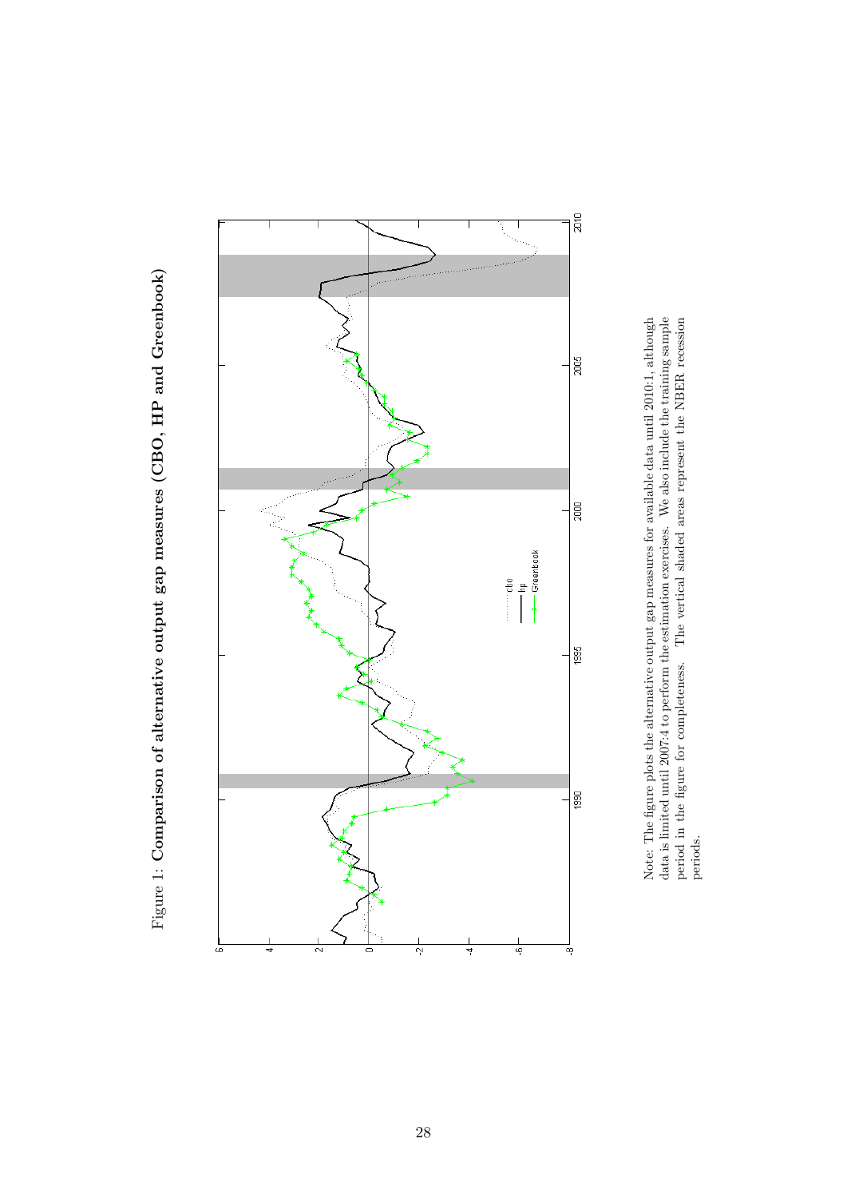Figure 1: **Comparison of alternative output gap measures (CBO, HP and Greenbook)**

Note: The figure plots the alternative output gap measures for available data until 2010:1, although data is limited until 2007:4 to perform the estimation exercises. We also include the training sample period in the figure for completeness. The vertical shaded areas represent the NBER recession periods.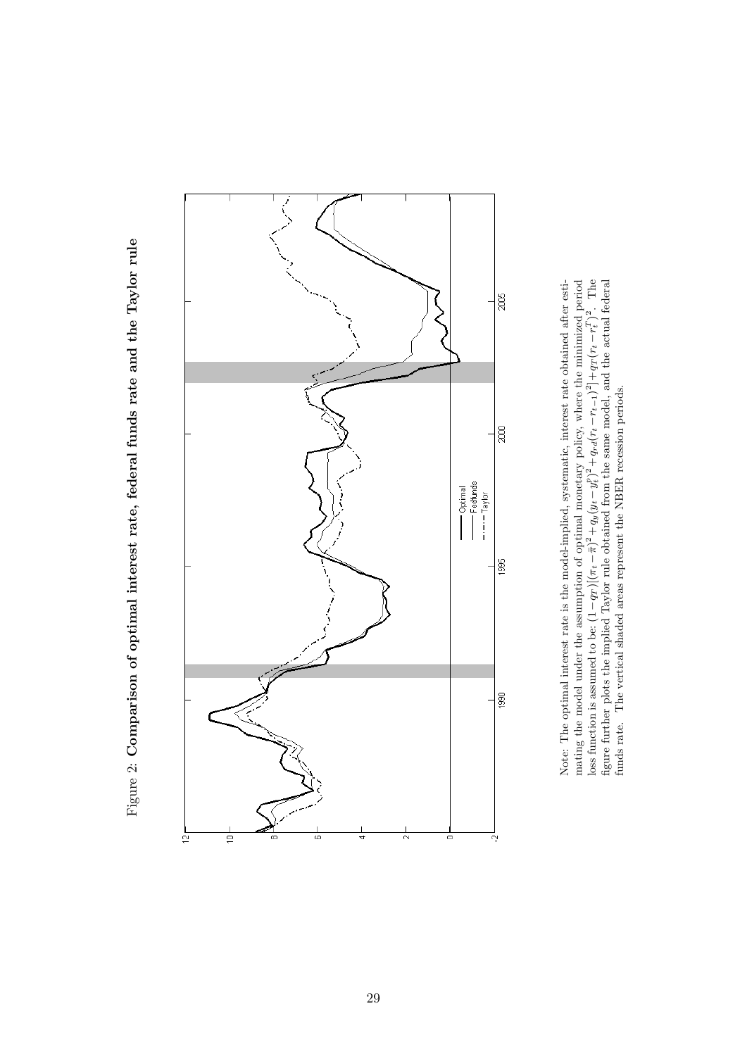Figure 2: **Comparison of optimal interest rate, federal funds rate and the Taylor rule**

Note: The optimal interest rate is the model-implied, systematic, interest rate obtained after estimating the model under the assumption of optimal monetary policy, where the minimized period loss function is assumed to be: $(1-q_T)[(\pi_t - \bar{\pi})^2 + q_y(y_t - y_t^f)^2 + q_{rd}(r_t - r_{t-1})^2] + q_T(r_t - r_t^T)^2$. The figure further plots the implied Taylor rule obtained from the same model, and the actual federal funds rate. The vertical shaded areas represent the NBER recession periods.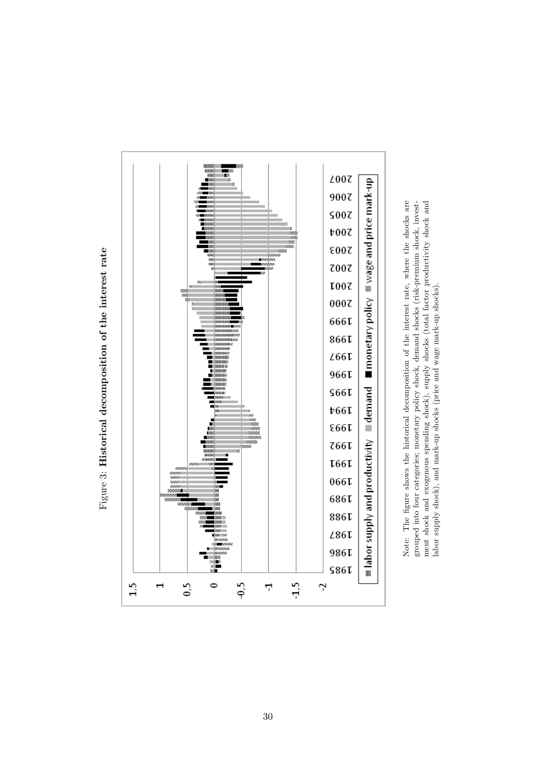Figure 3: **Historical decomposition of the interest rate**

Note: The figure shows the historical decomposition of the interest rate, where the shocks are grouped into four categories; monetary policy shock, demand shocks (risk-premium shock, investment shock and exogenous spending shock), supply shocks (total factor productivity shock and labor supply shock), and mark-up shocks (price and wage mark-up shocks).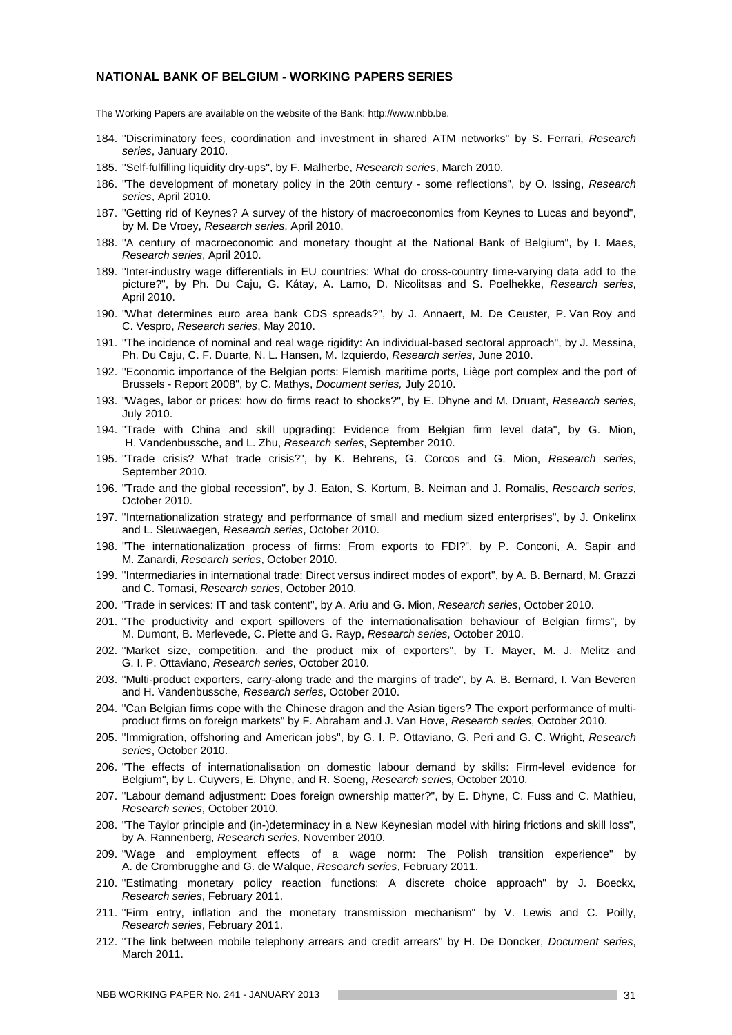## NATIONAL BANK OF BELGIUM - WORKING PAPERS SERIES

The Working Papers are available on the website of the Bank: http://www.nbb.be.

184. "Discriminatory fees, coordination and investment in shared ATM networks" by S. Ferrari, *Research series*, January 2010.
185. "Self-fulfilling liquidity dry-ups", by F. Malherbe, *Research series*, March 2010.
186. "The development of monetary policy in the 20th century - some reflections", by O. Issing, *Research series*, April 2010.
187. "Getting rid of Keynes? A survey of the history of macroeconomics from Keynes to Lucas and beyond", by M. De Vroey, *Research series*, April 2010.
188. "A century of macroeconomic and monetary thought at the National Bank of Belgium", by I. Maes, *Research series*, April 2010.
189. "Inter-industry wage differentials in EU countries: What do cross-country time-varying data add to the picture?", by Ph. Du Caju, G. Kátay, A. Lamo, D. Nicolitsas and S. Poelhekke, *Research series*, April 2010.
190. "What determines euro area bank CDS spreads?", by J. Annaert, M. De Ceuster, P. Van Roy and C. Vespro, *Research series*, May 2010.
191. "The incidence of nominal and real wage rigidity: An individual-based sectoral approach", by J. Messina, Ph. Du Caju, C. F. Duarte, N. L. Hansen, M. Izquierdo, *Research series*, June 2010.
192. "Economic importance of the Belgian ports: Flemish maritime ports, Liège port complex and the port of Brussels - Report 2008", by C. Mathys, *Document series,* July 2010.
193. "Wages, labor or prices: how do firms react to shocks?", by E. Dhyne and M. Druant, *Research series*, July 2010.
194. "Trade with China and skill upgrading: Evidence from Belgian firm level data", by G. Mion, H. Vandenbussche, and L. Zhu, *Research series*, September 2010.
195. "Trade crisis? What trade crisis?", by K. Behrens, G. Corcos and G. Mion, *Research series*, September 2010.
196. "Trade and the global recession", by J. Eaton, S. Kortum, B. Neiman and J. Romalis, *Research series*, October 2010.
197. "Internationalization strategy and performance of small and medium sized enterprises", by J. Onkelinx and L. Sleuwaegen, *Research series*, October 2010.
198. "The internationalization process of firms: From exports to FDI?", by P. Conconi, A. Sapir and M. Zanardi, *Research series*, October 2010.
199. "Intermediaries in international trade: Direct versus indirect modes of export", by A. B. Bernard, M. Grazzi and C. Tomasi, *Research series*, October 2010.
200. "Trade in services: IT and task content", by A. Ariu and G. Mion, *Research series*, October 2010.
201. "The productivity and export spillovers of the internationalisation behaviour of Belgian firms", by M. Dumont, B. Merlevede, C. Piette and G. Rayp, *Research series*, October 2010.
202. "Market size, competition, and the product mix of exporters", by T. Mayer, M. J. Melitz and G. I. P. Ottaviano, *Research series*, October 2010.
203. "Multi-product exporters, carry-along trade and the margins of trade", by A. B. Bernard, I. Van Beveren and H. Vandenbussche, *Research series*, October 2010.
204. "Can Belgian firms cope with the Chinese dragon and the Asian tigers? The export performance of multi-product firms on foreign markets" by F. Abraham and J. Van Hove, *Research series*, October 2010.
205. "Immigration, offshoring and American jobs", by G. I. P. Ottaviano, G. Peri and G. C. Wright, *Research series*, October 2010.
206. "The effects of internationalisation on domestic labour demand by skills: Firm-level evidence for Belgium", by L. Cuyvers, E. Dhyne, and R. Soeng, *Research series*, October 2010.
207. "Labour demand adjustment: Does foreign ownership matter?", by E. Dhyne, C. Fuss and C. Mathieu, *Research series*, October 2010.
208. "The Taylor principle and (in-)determinacy in a New Keynesian model with hiring frictions and skill loss", by A. Rannenberg, *Research series*, November 2010.
209. "Wage and employment effects of a wage norm: The Polish transition experience" by A. de Crombrugghe and G. de Walque, *Research series*, February 2011.
210. "Estimating monetary policy reaction functions: A discrete choice approach" by J. Boeckx, *Research series*, February 2011.
211. "Firm entry, inflation and the monetary transmission mechanism" by V. Lewis and C. Poilly, *Research series*, February 2011.
212. "The link between mobile telephony arrears and credit arrears" by H. De Doncker, *Document series*, March 2011.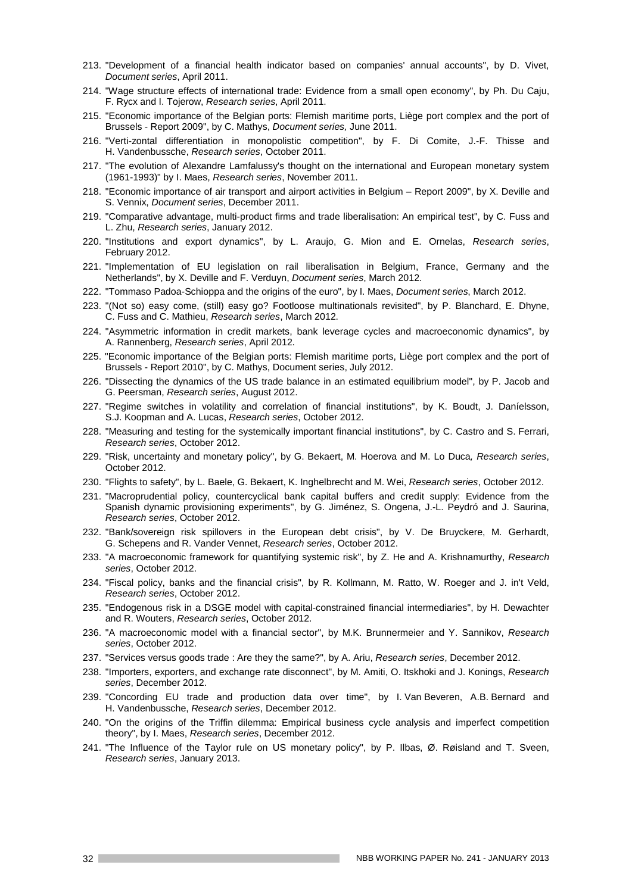213. "Development of a financial health indicator based on companies' annual accounts", by D. Vivet, *Document series*, April 2011.
214. "Wage structure effects of international trade: Evidence from a small open economy", by Ph. Du Caju, F. Rycx and I. Tojerow, *Research series*, April 2011.
215. "Economic importance of the Belgian ports: Flemish maritime ports, Liège port complex and the port of Brussels - Report 2009", by C. Mathys, *Document series,* June 2011.
216. "Verti-zontal differentiation in monopolistic competition", by F. Di Comite, J.-F. Thisse and H. Vandenbussche, *Research series*, October 2011.
217. "The evolution of Alexandre Lamfalussy's thought on the international and European monetary system (1961-1993)" by I. Maes, *Research series*, November 2011.
218. "Economic importance of air transport and airport activities in Belgium – Report 2009", by X. Deville and S. Vennix, *Document series*, December 2011.
219. "Comparative advantage, multi-product firms and trade liberalisation: An empirical test", by C. Fuss and L. Zhu, *Research series*, January 2012.
220. "Institutions and export dynamics", by L. Araujo, G. Mion and E. Ornelas, *Research series*, February 2012.
221. "Implementation of EU legislation on rail liberalisation in Belgium, France, Germany and the Netherlands", by X. Deville and F. Verduyn, *Document series*, March 2012.
222. "Tommaso Padoa-Schioppa and the origins of the euro", by I. Maes, *Document series*, March 2012.
223. "(Not so) easy come, (still) easy go? Footloose multinationals revisited", by P. Blanchard, E. Dhyne, C. Fuss and C. Mathieu, *Research series*, March 2012.
224. "Asymmetric information in credit markets, bank leverage cycles and macroeconomic dynamics", by A. Rannenberg, *Research series*, April 2012.
225. "Economic importance of the Belgian ports: Flemish maritime ports, Liège port complex and the port of Brussels - Report 2010", by C. Mathys, Document series, July 2012.
226. "Dissecting the dynamics of the US trade balance in an estimated equilibrium model", by P. Jacob and G. Peersman, *Research series*, August 2012.
227. "Regime switches in volatility and correlation of financial institutions", by K. Boudt, J. Daníelsson, S.J. Koopman and A. Lucas, *Research series*, October 2012.
228. "Measuring and testing for the systemically important financial institutions", by C. Castro and S. Ferrari, *Research series*, October 2012.
229. "Risk, uncertainty and monetary policy", by G. Bekaert, M. Hoerova and M. Lo Duca*, Research series*, October 2012.
230. "Flights to safety", by L. Baele, G. Bekaert, K. Inghelbrecht and M. Wei, *Research series*, October 2012.
231. "Macroprudential policy, countercyclical bank capital buffers and credit supply: Evidence from the Spanish dynamic provisioning experiments", by G. Jiménez, S. Ongena, J.-L. Peydró and J. Saurina, *Research series*, October 2012.
232. "Bank/sovereign risk spillovers in the European debt crisis", by V. De Bruyckere, M. Gerhardt, G. Schepens and R. Vander Vennet, *Research series*, October 2012.
233. "A macroeconomic framework for quantifying systemic risk", by Z. He and A. Krishnamurthy, *Research series*, October 2012.
234. "Fiscal policy, banks and the financial crisis", by R. Kollmann, M. Ratto, W. Roeger and J. in't Veld, *Research series*, October 2012.
235. "Endogenous risk in a DSGE model with capital-constrained financial intermediaries", by H. Dewachter and R. Wouters, *Research series*, October 2012.
236. "A macroeconomic model with a financial sector", by M.K. Brunnermeier and Y. Sannikov, *Research series*, October 2012.
237. "Services versus goods trade : Are they the same?", by A. Ariu, *Research series*, December 2012.
238. "Importers, exporters, and exchange rate disconnect", by M. Amiti, O. Itskhoki and J. Konings, *Research series*, December 2012.
239. "Concording EU trade and production data over time", by I. Van Beveren, A.B. Bernard and H. Vandenbussche, *Research series*, December 2012.
240. "On the origins of the Triffin dilemma: Empirical business cycle analysis and imperfect competition theory", by I. Maes, *Research series*, December 2012.
241. "The Influence of the Taylor rule on US monetary policy", by P. Ilbas, Ø. Røisland and T. Sveen, *Research series*, January 2013.